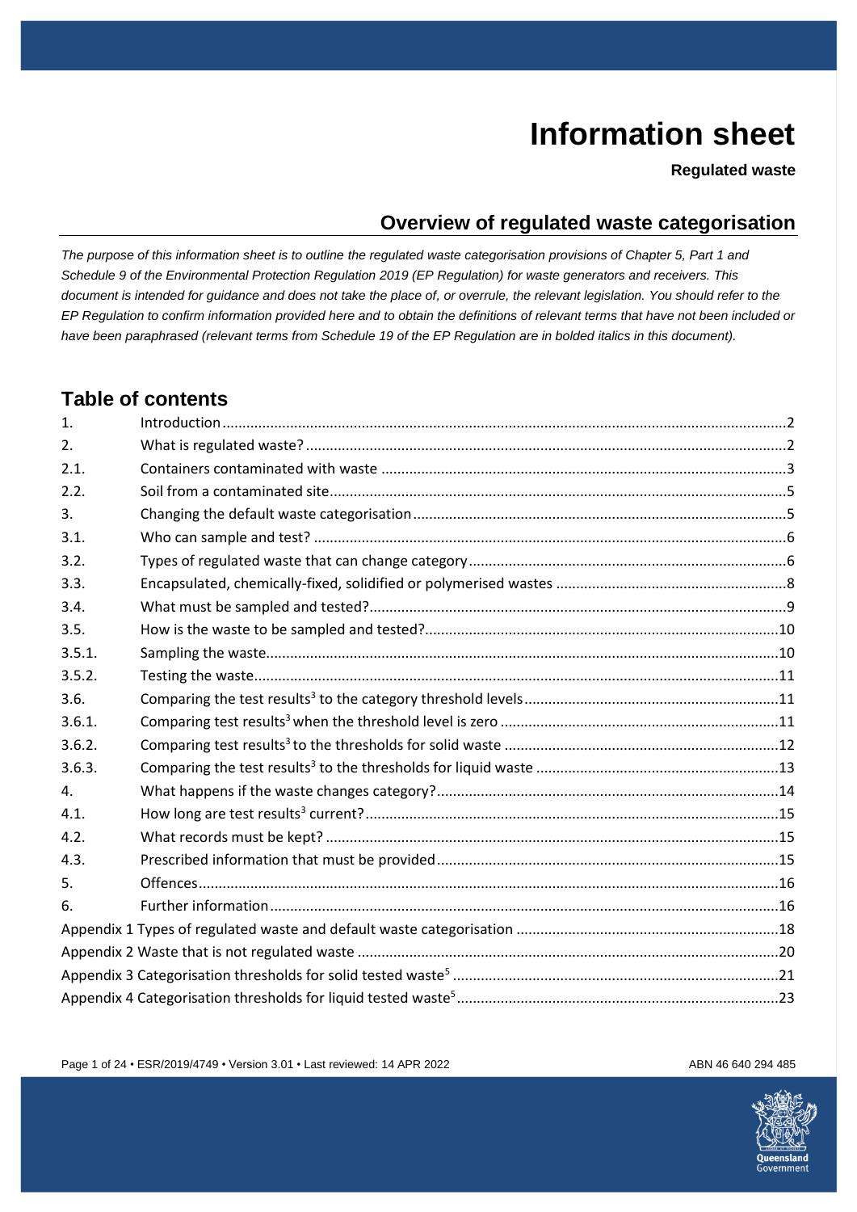# Information sheet

**Regulated waste**

## Overview of regulated waste categorisation

*The purpose of this information sheet is to outline the regulated waste categorisation provisions of Chapter 5, Part 1 and Schedule 9 of the Environmental Protection Regulation 2019 (EP Regulation) for waste generators and receivers. This document is intended for guidance and does not take the place of, or overrule, the relevant legislation. You should refer to the EP Regulation to confirm information provided here and to obtain the definitions of relevant terms that have not been included or have been paraphrased (relevant terms from Schedule 19 of the EP Regulation are in bolded italics in this document).*

## Table of contents

| | | |
|---|---|---|
| 1. | Introduction | 2 |
| 2. | What is regulated waste? | 2 |
| 2.1. | Containers contaminated with waste | 3 |
| 2.2. | Soil from a contaminated site | 5 |
| 3. | Changing the default waste categorisation | 5 |
| 3.1. | Who can sample and test? | 6 |
| 3.2. | Types of regulated waste that can change category | 6 |
| 3.3. | Encapsulated, chemically-fixed, solidified or polymerised wastes | 8 |
| 3.4. | What must be sampled and tested? | 9 |
| 3.5. | How is the waste to be sampled and tested? | 10 |
| 3.5.1. | Sampling the waste | 10 |
| 3.5.2. | Testing the waste | 11 |
| 3.6. | Comparing the test results[3] to the category threshold levels | 11 |
| 3.6.1. | Comparing test results[3] when the threshold level is zero | 11 |
| 3.6.2. | Comparing test results[3] to the thresholds for solid waste | 12 |
| 3.6.3. | Comparing the test results[3] to the thresholds for liquid waste | 13 |
| 4. | What happens if the waste changes category? | 14 |
| 4.1. | How long are test results[3] current? | 15 |
| 4.2. | What records must be kept? | 15 |
| 4.3. | Prescribed information that must be provided | 15 |
| 5. | Offences | 16 |
| 6. | Further information | 16 |
| Appendix 1 | Types of regulated waste and default waste categorisation | 18 |
| Appendix 2 | Waste that is not regulated waste | 20 |
| Appendix 3 | Categorisation thresholds for solid tested waste[5] | 21 |
| Appendix 4 | Categorisation thresholds for liquid tested waste[5] | 23 |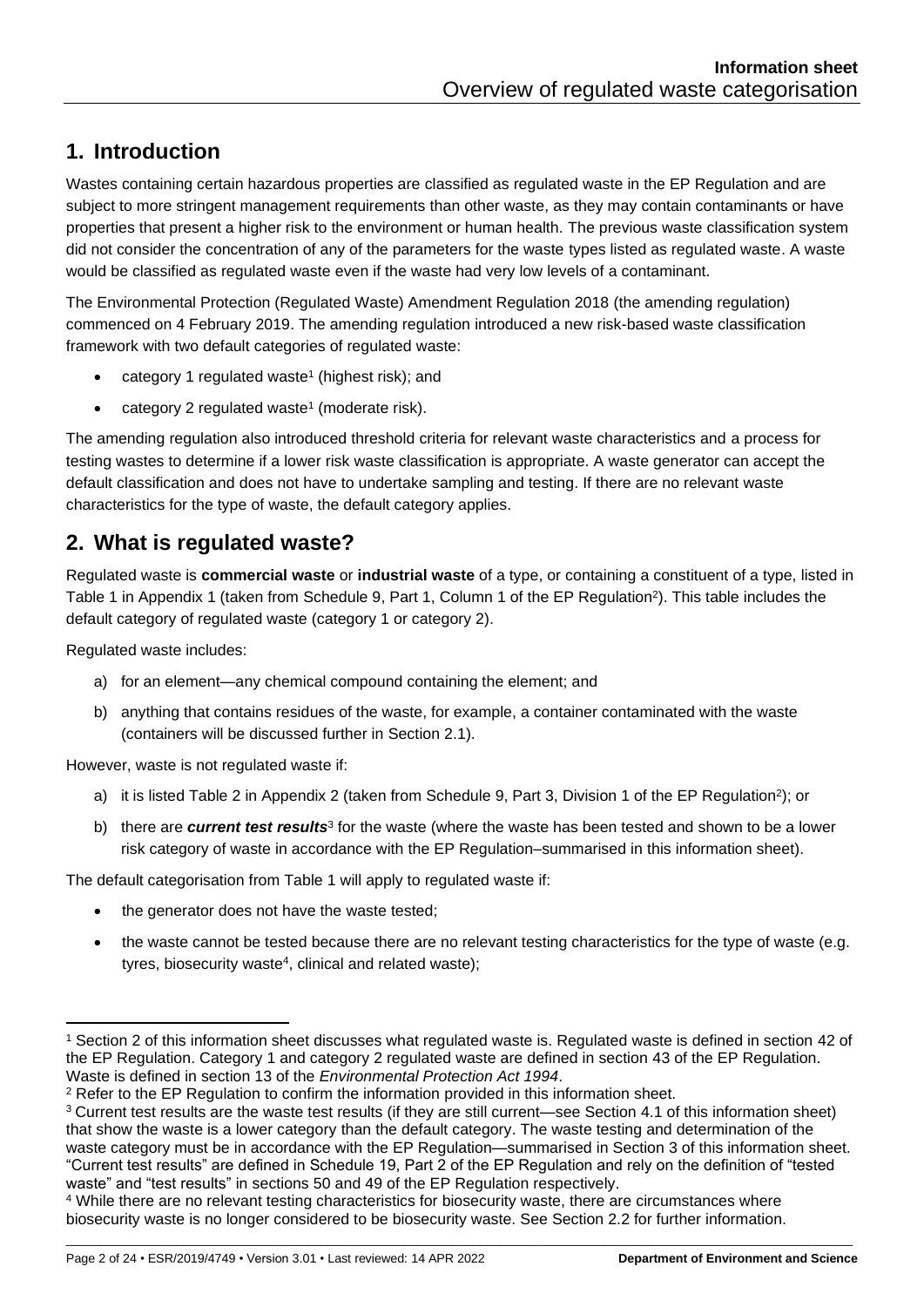## 1. Introduction

Wastes containing certain hazardous properties are classified as regulated waste in the EP Regulation and are subject to more stringent management requirements than other waste, as they may contain contaminants or have properties that present a higher risk to the environment or human health. The previous waste classification system did not consider the concentration of any of the parameters for the waste types listed as regulated waste. A waste would be classified as regulated waste even if the waste had very low levels of a contaminant.

The Environmental Protection (Regulated Waste) Amendment Regulation 2018 (the amending regulation) commenced on 4 February 2019. The amending regulation introduced a new risk-based waste classification framework with two default categories of regulated waste:

- category 1 regulated waste[1] (highest risk); and
- category 2 regulated waste[1] (moderate risk).

The amending regulation also introduced threshold criteria for relevant waste characteristics and a process for testing wastes to determine if a lower risk waste classification is appropriate. A waste generator can accept the default classification and does not have to undertake sampling and testing. If there are no relevant waste characteristics for the type of waste, the default category applies.

## 2. What is regulated waste?

Regulated waste is **commercial waste** or **industrial waste** of a type, or containing a constituent of a type, listed in Table 1 in Appendix 1 (taken from Schedule 9, Part 1, Column 1 of the EP Regulation[2]). This table includes the default category of regulated waste (category 1 or category 2).

Regulated waste includes:

a) for an element—any chemical compound containing the element; and
b) anything that contains residues of the waste, for example, a container contaminated with the waste (containers will be discussed further in Section 2.1).

However, waste is not regulated waste if:

a) it is listed Table 2 in Appendix 2 (taken from Schedule 9, Part 3, Division 1 of the EP Regulation[2]); or
b) there are ***current test results***[3] for the waste (where the waste has been tested and shown to be a lower risk category of waste in accordance with the EP Regulation–summarised in this information sheet).

The default categorisation from Table 1 will apply to regulated waste if:

- the generator does not have the waste tested;
- the waste cannot be tested because there are no relevant testing characteristics for the type of waste (e.g. tyres, biosecurity waste[4], clinical and related waste);

---

[1] Section 2 of this information sheet discusses what regulated waste is. Regulated waste is defined in section 42 of the EP Regulation. Category 1 and category 2 regulated waste are defined in section 43 of the EP Regulation. Waste is defined in section 13 of the *Environmental Protection Act 1994*.

[2] Refer to the EP Regulation to confirm the information provided in this information sheet.

[3] Current test results are the waste test results (if they are still current—see Section 4.1 of this information sheet) that show the waste is a lower category than the default category. The waste testing and determination of the waste category must be in accordance with the EP Regulation—summarised in Section 3 of this information sheet. "Current test results" are defined in Schedule 19, Part 2 of the EP Regulation and rely on the definition of "tested waste" and "test results" in sections 50 and 49 of the EP Regulation respectively.

[4] While there are no relevant testing characteristics for biosecurity waste, there are circumstances where biosecurity waste is no longer considered to be biosecurity waste. See Section 2.2 for further information.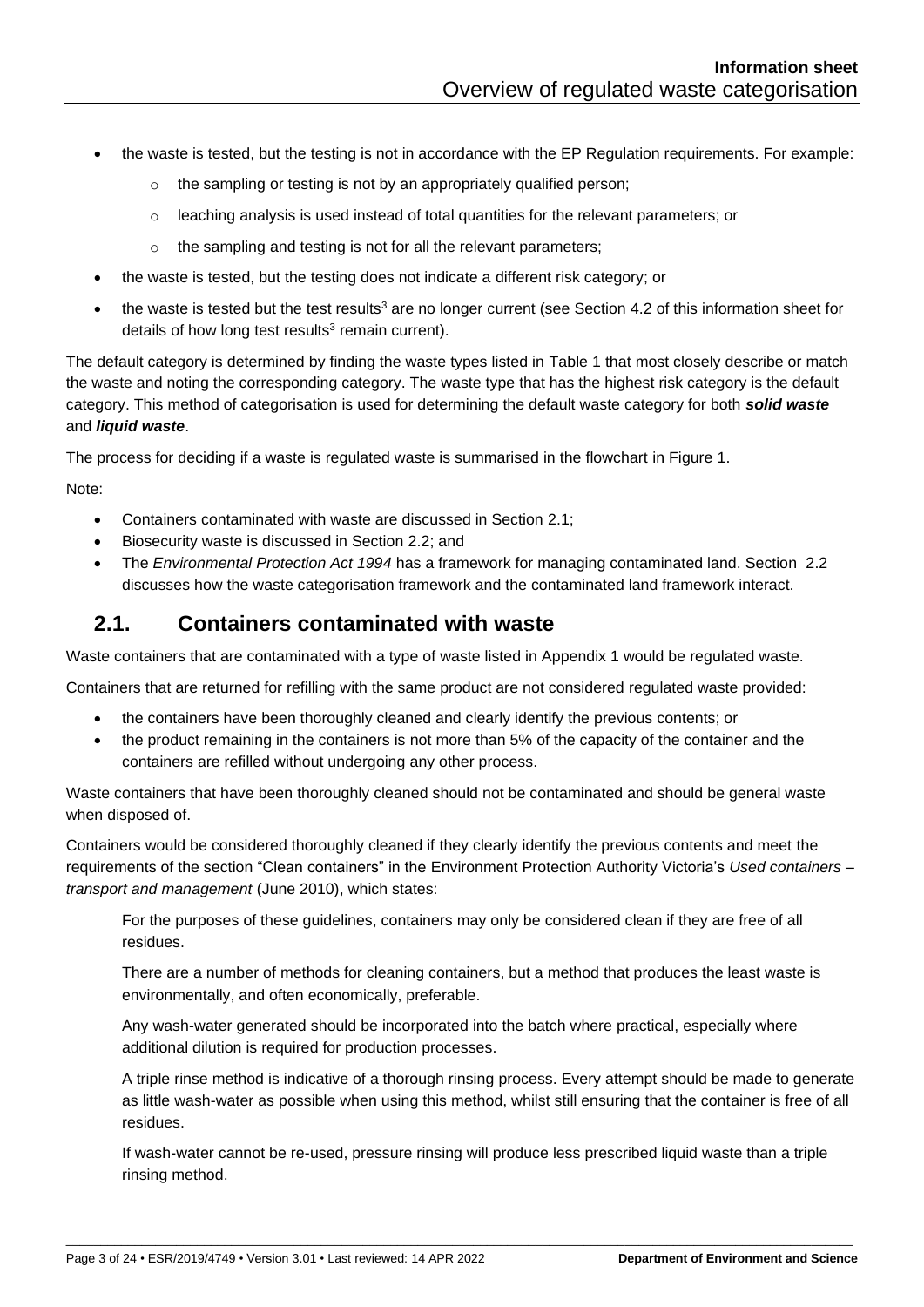- the waste is tested, but the testing is not in accordance with the EP Regulation requirements. For example:
    - the sampling or testing is not by an appropriately qualified person;
    - leaching analysis is used instead of total quantities for the relevant parameters; or
    - the sampling and testing is not for all the relevant parameters;
- the waste is tested, but the testing does not indicate a different risk category; or
- the waste is tested but the test results[3] are no longer current (see Section 4.2 of this information sheet for details of how long test results[3] remain current).

The default category is determined by finding the waste types listed in Table 1 that most closely describe or match the waste and noting the corresponding category. The waste type that has the highest risk category is the default category. This method of categorisation is used for determining the default waste category for both ***solid waste*** and ***liquid waste***.

The process for deciding if a waste is regulated waste is summarised in the flowchart in Figure 1.

Note:

- Containers contaminated with waste are discussed in Section 2.1;
- Biosecurity waste is discussed in Section 2.2; and
- The *Environmental Protection Act 1994* has a framework for managing contaminated land. Section 2.2 discusses how the waste categorisation framework and the contaminated land framework interact.

## 2.1. Containers contaminated with waste

Waste containers that are contaminated with a type of waste listed in Appendix 1 would be regulated waste.

Containers that are returned for refilling with the same product are not considered regulated waste provided:

- the containers have been thoroughly cleaned and clearly identify the previous contents; or
- the product remaining in the containers is not more than 5% of the capacity of the container and the containers are refilled without undergoing any other process.

Waste containers that have been thoroughly cleaned should not be contaminated and should be general waste when disposed of.

Containers would be considered thoroughly cleaned if they clearly identify the previous contents and meet the requirements of the section "Clean containers" in the Environment Protection Authority Victoria's *Used containers – transport and management* (June 2010), which states:

> For the purposes of these guidelines, containers may only be considered clean if they are free of all residues.
>
> There are a number of methods for cleaning containers, but a method that produces the least waste is environmentally, and often economically, preferable.
>
> Any wash-water generated should be incorporated into the batch where practical, especially where additional dilution is required for production processes.
>
> A triple rinse method is indicative of a thorough rinsing process. Every attempt should be made to generate as little wash-water as possible when using this method, whilst still ensuring that the container is free of all residues.
>
> If wash-water cannot be re-used, pressure rinsing will produce less prescribed liquid waste than a triple rinsing method.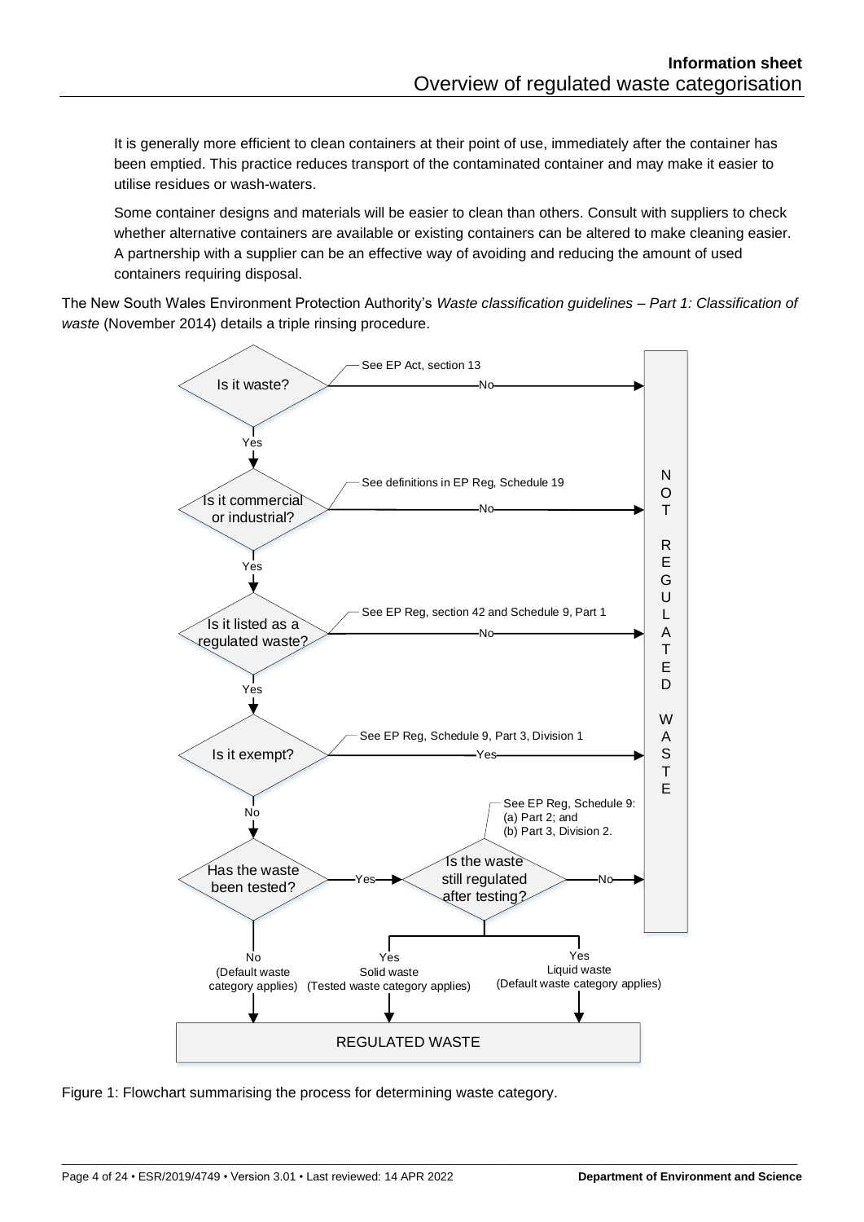It is generally more efficient to clean containers at their point of use, immediately after the container has been emptied. This practice reduces transport of the contaminated container and may make it easier to utilise residues or wash-waters.

Some container designs and materials will be easier to clean than others. Consult with suppliers to check whether alternative containers are available or existing containers can be altered to make cleaning easier. A partnership with a supplier can be an effective way of avoiding and reducing the amount of used containers requiring disposal.

The New South Wales Environment Protection Authority's *Waste classification guidelines – Part 1: Classification of waste* (November 2014) details a triple rinsing procedure.

Is it waste? (See EP Act, section 13) — No → NOT REGULATED WASTE

Yes ↓

Is it commercial or industrial? (See definitions in EP Reg, Schedule 19) — No → NOT REGULATED WASTE

Yes ↓

Is it listed as a regulated waste? (See EP Reg, section 42 and Schedule 9, Part 1) — No → NOT REGULATED WASTE

Yes ↓

Is it exempt? (See EP Reg, Schedule 9, Part 3, Division 1) — Yes → NOT REGULATED WASTE

No ↓

Has the waste been tested?

- No (Default waste category applies) → REGULATED WASTE
- Yes → Is the waste still regulated after testing? (See EP Reg, Schedule 9: (a) Part 2; and (b) Part 3, Division 2.)
  - No → NOT REGULATED WASTE
  - Yes Solid waste (Tested waste category applies) → REGULATED WASTE
  - Yes Liquid waste (Default waste category applies) → REGULATED WASTE

Figure 1: Flowchart summarising the process for determining waste category.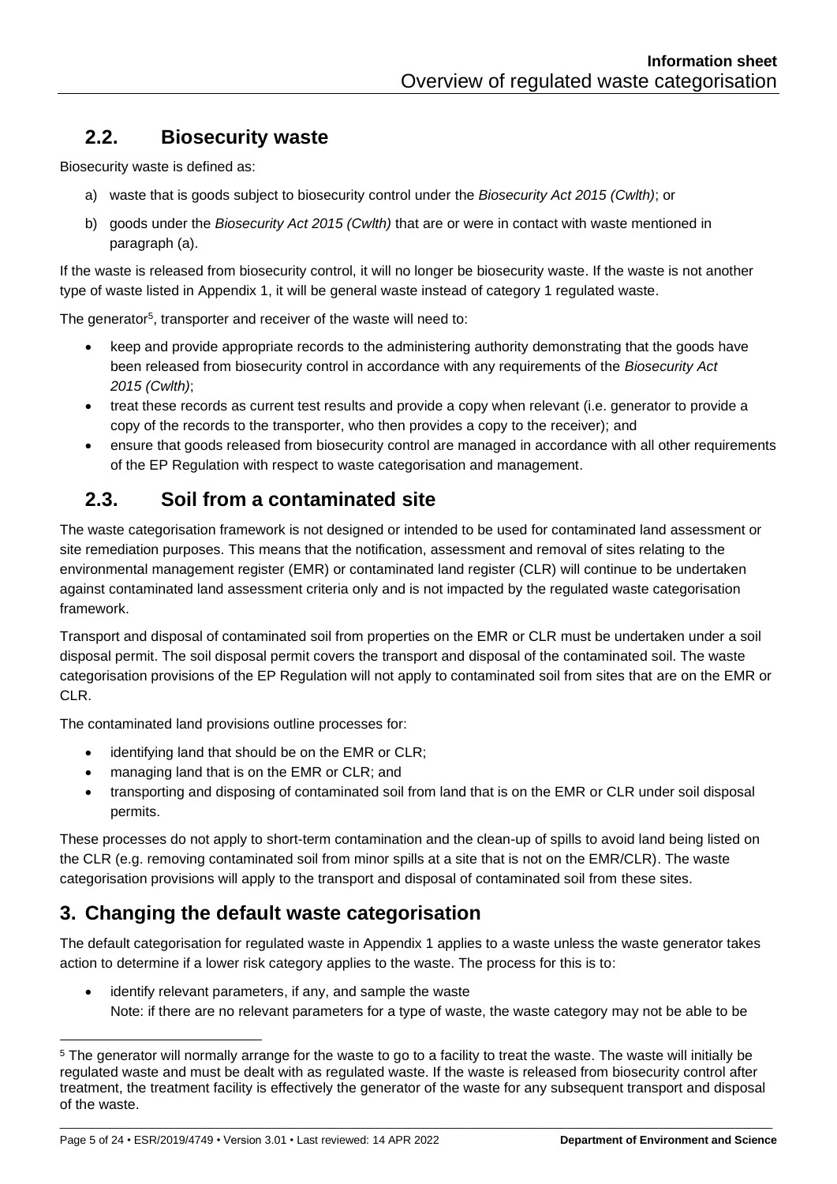## 2.2. Biosecurity waste

Biosecurity waste is defined as:

a) waste that is goods subject to biosecurity control under the *Biosecurity Act 2015 (Cwlth)*; or

b) goods under the *Biosecurity Act 2015 (Cwlth)* that are or were in contact with waste mentioned in paragraph (a).

If the waste is released from biosecurity control, it will no longer be biosecurity waste. If the waste is not another type of waste listed in Appendix 1, it will be general waste instead of category 1 regulated waste.

The generator[5], transporter and receiver of the waste will need to:

- keep and provide appropriate records to the administering authority demonstrating that the goods have been released from biosecurity control in accordance with any requirements of the *Biosecurity Act 2015 (Cwlth)*;
- treat these records as current test results and provide a copy when relevant (i.e. generator to provide a copy of the records to the transporter, who then provides a copy to the receiver); and
- ensure that goods released from biosecurity control are managed in accordance with all other requirements of the EP Regulation with respect to waste categorisation and management.

## 2.3. Soil from a contaminated site

The waste categorisation framework is not designed or intended to be used for contaminated land assessment or site remediation purposes. This means that the notification, assessment and removal of sites relating to the environmental management register (EMR) or contaminated land register (CLR) will continue to be undertaken against contaminated land assessment criteria only and is not impacted by the regulated waste categorisation framework.

Transport and disposal of contaminated soil from properties on the EMR or CLR must be undertaken under a soil disposal permit. The soil disposal permit covers the transport and disposal of the contaminated soil. The waste categorisation provisions of the EP Regulation will not apply to contaminated soil from sites that are on the EMR or CLR.

The contaminated land provisions outline processes for:

- identifying land that should be on the EMR or CLR;
- managing land that is on the EMR or CLR; and
- transporting and disposing of contaminated soil from land that is on the EMR or CLR under soil disposal permits.

These processes do not apply to short-term contamination and the clean-up of spills to avoid land being listed on the CLR (e.g. removing contaminated soil from minor spills at a site that is not on the EMR/CLR). The waste categorisation provisions will apply to the transport and disposal of contaminated soil from these sites.

# 3. Changing the default waste categorisation

The default categorisation for regulated waste in Appendix 1 applies to a waste unless the waste generator takes action to determine if a lower risk category applies to the waste. The process for this is to:

- identify relevant parameters, if any, and sample the waste
  Note: if there are no relevant parameters for a type of waste, the waste category may not be able to be

---

[5] The generator will normally arrange for the waste to go to a facility to treat the waste. The waste will initially be regulated waste and must be dealt with as regulated waste. If the waste is released from biosecurity control after treatment, the treatment facility is effectively the generator of the waste for any subsequent transport and disposal of the waste.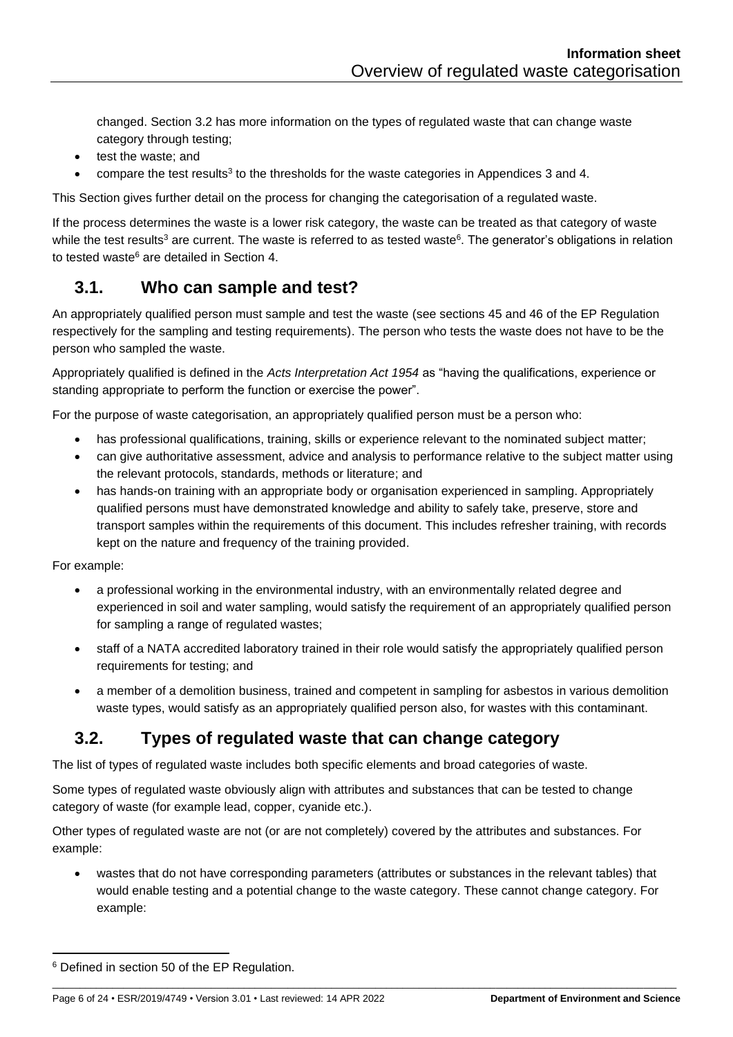changed. Section 3.2 has more information on the types of regulated waste that can change waste category through testing;

- test the waste; and
- compare the test results[3] to the thresholds for the waste categories in Appendices 3 and 4.

This Section gives further detail on the process for changing the categorisation of a regulated waste.

If the process determines the waste is a lower risk category, the waste can be treated as that category of waste while the test results[3] are current. The waste is referred to as tested waste[6]. The generator's obligations in relation to tested waste[6] are detailed in Section 4.

## 3.1. Who can sample and test?

An appropriately qualified person must sample and test the waste (see sections 45 and 46 of the EP Regulation respectively for the sampling and testing requirements). The person who tests the waste does not have to be the person who sampled the waste.

Appropriately qualified is defined in the *Acts Interpretation Act 1954* as "having the qualifications, experience or standing appropriate to perform the function or exercise the power".

For the purpose of waste categorisation, an appropriately qualified person must be a person who:

- has professional qualifications, training, skills or experience relevant to the nominated subject matter;
- can give authoritative assessment, advice and analysis to performance relative to the subject matter using the relevant protocols, standards, methods or literature; and
- has hands-on training with an appropriate body or organisation experienced in sampling. Appropriately qualified persons must have demonstrated knowledge and ability to safely take, preserve, store and transport samples within the requirements of this document. This includes refresher training, with records kept on the nature and frequency of the training provided.

For example:

- a professional working in the environmental industry, with an environmentally related degree and experienced in soil and water sampling, would satisfy the requirement of an appropriately qualified person for sampling a range of regulated wastes;
- staff of a NATA accredited laboratory trained in their role would satisfy the appropriately qualified person requirements for testing; and
- a member of a demolition business, trained and competent in sampling for asbestos in various demolition waste types, would satisfy as an appropriately qualified person also, for wastes with this contaminant.

## 3.2. Types of regulated waste that can change category

The list of types of regulated waste includes both specific elements and broad categories of waste.

Some types of regulated waste obviously align with attributes and substances that can be tested to change category of waste (for example lead, copper, cyanide etc.).

Other types of regulated waste are not (or are not completely) covered by the attributes and substances. For example:

- wastes that do not have corresponding parameters (attributes or substances in the relevant tables) that would enable testing and a potential change to the waste category. These cannot change category. For example:

[6] Defined in section 50 of the EP Regulation.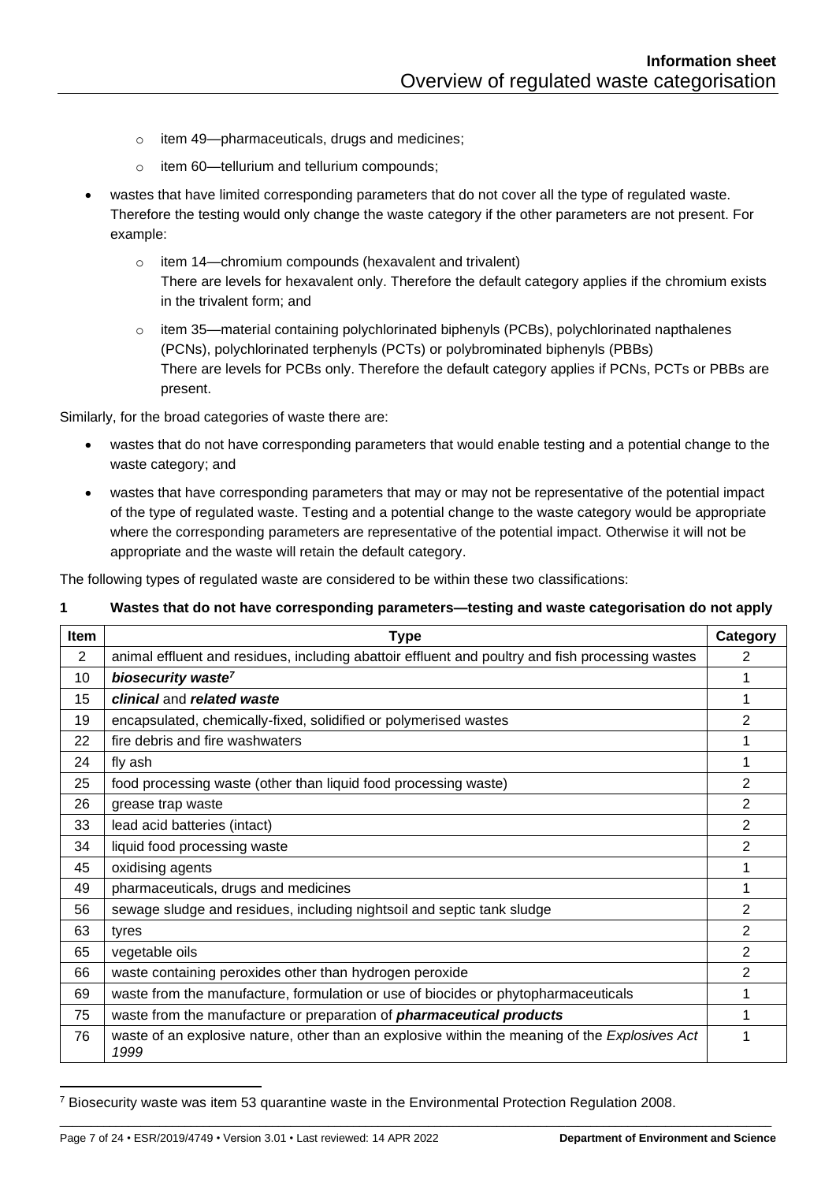- item 49—pharmaceuticals, drugs and medicines;
  - item 60—tellurium and tellurium compounds;
- wastes that have limited corresponding parameters that do not cover all the type of regulated waste. Therefore the testing would only change the waste category if the other parameters are not present. For example:
  - item 14—chromium compounds (hexavalent and trivalent)
    There are levels for hexavalent only. Therefore the default category applies if the chromium exists in the trivalent form; and
  - item 35—material containing polychlorinated biphenyls (PCBs), polychlorinated napthalenes (PCNs), polychlorinated terphenyls (PCTs) or polybrominated biphenyls (PBBs)
    There are levels for PCBs only. Therefore the default category applies if PCNs, PCTs or PBBs are present.

Similarly, for the broad categories of waste there are:

- wastes that do not have corresponding parameters that would enable testing and a potential change to the waste category; and
- wastes that have corresponding parameters that may or may not be representative of the potential impact of the type of regulated waste. Testing and a potential change to the waste category would be appropriate where the corresponding parameters are representative of the potential impact. Otherwise it will not be appropriate and the waste will retain the default category.

The following types of regulated waste are considered to be within these two classifications:

**1 Wastes that do not have corresponding parameters—testing and waste categorisation do not apply**

| Item | Type | Category |
|---|---|---|
| 2 | animal effluent and residues, including abattoir effluent and poultry and fish processing wastes | 2 |
| 10 | ***biosecurity waste***[7] | 1 |
| 15 | ***clinical*** and ***related waste*** | 1 |
| 19 | encapsulated, chemically-fixed, solidified or polymerised wastes | 2 |
| 22 | fire debris and fire washwaters | 1 |
| 24 | fly ash | 1 |
| 25 | food processing waste (other than liquid food processing waste) | 2 |
| 26 | grease trap waste | 2 |
| 33 | lead acid batteries (intact) | 2 |
| 34 | liquid food processing waste | 2 |
| 45 | oxidising agents | 1 |
| 49 | pharmaceuticals, drugs and medicines | 1 |
| 56 | sewage sludge and residues, including nightsoil and septic tank sludge | 2 |
| 63 | tyres | 2 |
| 65 | vegetable oils | 2 |
| 66 | waste containing peroxides other than hydrogen peroxide | 2 |
| 69 | waste from the manufacture, formulation or use of biocides or phytopharmaceuticals | 1 |
| 75 | waste from the manufacture or preparation of ***pharmaceutical products*** | 1 |
| 76 | waste of an explosive nature, other than an explosive within the meaning of the *Explosives Act 1999* | 1 |

[7] Biosecurity waste was item 53 quarantine waste in the Environmental Protection Regulation 2008.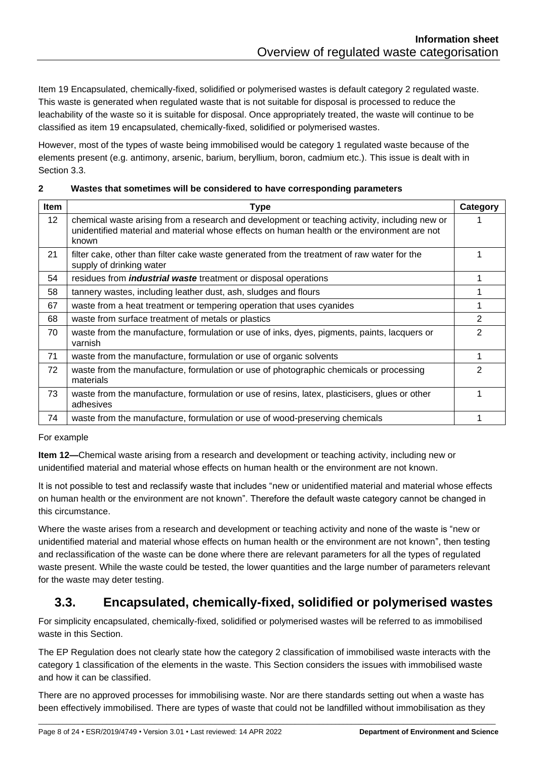Item 19 Encapsulated, chemically-fixed, solidified or polymerised wastes is default category 2 regulated waste. This waste is generated when regulated waste that is not suitable for disposal is processed to reduce the leachability of the waste so it is suitable for disposal. Once appropriately treated, the waste will continue to be classified as item 19 encapsulated, chemically-fixed, solidified or polymerised wastes.

However, most of the types of waste being immobilised would be category 1 regulated waste because of the elements present (e.g. antimony, arsenic, barium, beryllium, boron, cadmium etc.). This issue is dealt with in Section 3.3.

**2 Wastes that sometimes will be considered to have corresponding parameters**

| Item | Type | Category |
|---|---|---|
| 12 | chemical waste arising from a research and development or teaching activity, including new or unidentified material and material whose effects on human health or the environment are not known | 1 |
| 21 | filter cake, other than filter cake waste generated from the treatment of raw water for the supply of drinking water | 1 |
| 54 | residues from ***industrial waste*** treatment or disposal operations | 1 |
| 58 | tannery wastes, including leather dust, ash, sludges and flours | 1 |
| 67 | waste from a heat treatment or tempering operation that uses cyanides | 1 |
| 68 | waste from surface treatment of metals or plastics | 2 |
| 70 | waste from the manufacture, formulation or use of inks, dyes, pigments, paints, lacquers or varnish | 2 |
| 71 | waste from the manufacture, formulation or use of organic solvents | 1 |
| 72 | waste from the manufacture, formulation or use of photographic chemicals or processing materials | 2 |
| 73 | waste from the manufacture, formulation or use of resins, latex, plasticisers, glues or other adhesives | 1 |
| 74 | waste from the manufacture, formulation or use of wood-preserving chemicals | 1 |

For example

**Item 12—**Chemical waste arising from a research and development or teaching activity, including new or unidentified material and material whose effects on human health or the environment are not known.

It is not possible to test and reclassify waste that includes "new or unidentified material and material whose effects on human health or the environment are not known". Therefore the default waste category cannot be changed in this circumstance.

Where the waste arises from a research and development or teaching activity and none of the waste is "new or unidentified material and material whose effects on human health or the environment are not known", then testing and reclassification of the waste can be done where there are relevant parameters for all the types of regulated waste present. While the waste could be tested, the lower quantities and the large number of parameters relevant for the waste may deter testing.

## 3.3. Encapsulated, chemically-fixed, solidified or polymerised wastes

For simplicity encapsulated, chemically-fixed, solidified or polymerised wastes will be referred to as immobilised waste in this Section.

The EP Regulation does not clearly state how the category 2 classification of immobilised waste interacts with the category 1 classification of the elements in the waste. This Section considers the issues with immobilised waste and how it can be classified.

There are no approved processes for immobilising waste. Nor are there standards setting out when a waste has been effectively immobilised. There are types of waste that could not be landfilled without immobilisation as they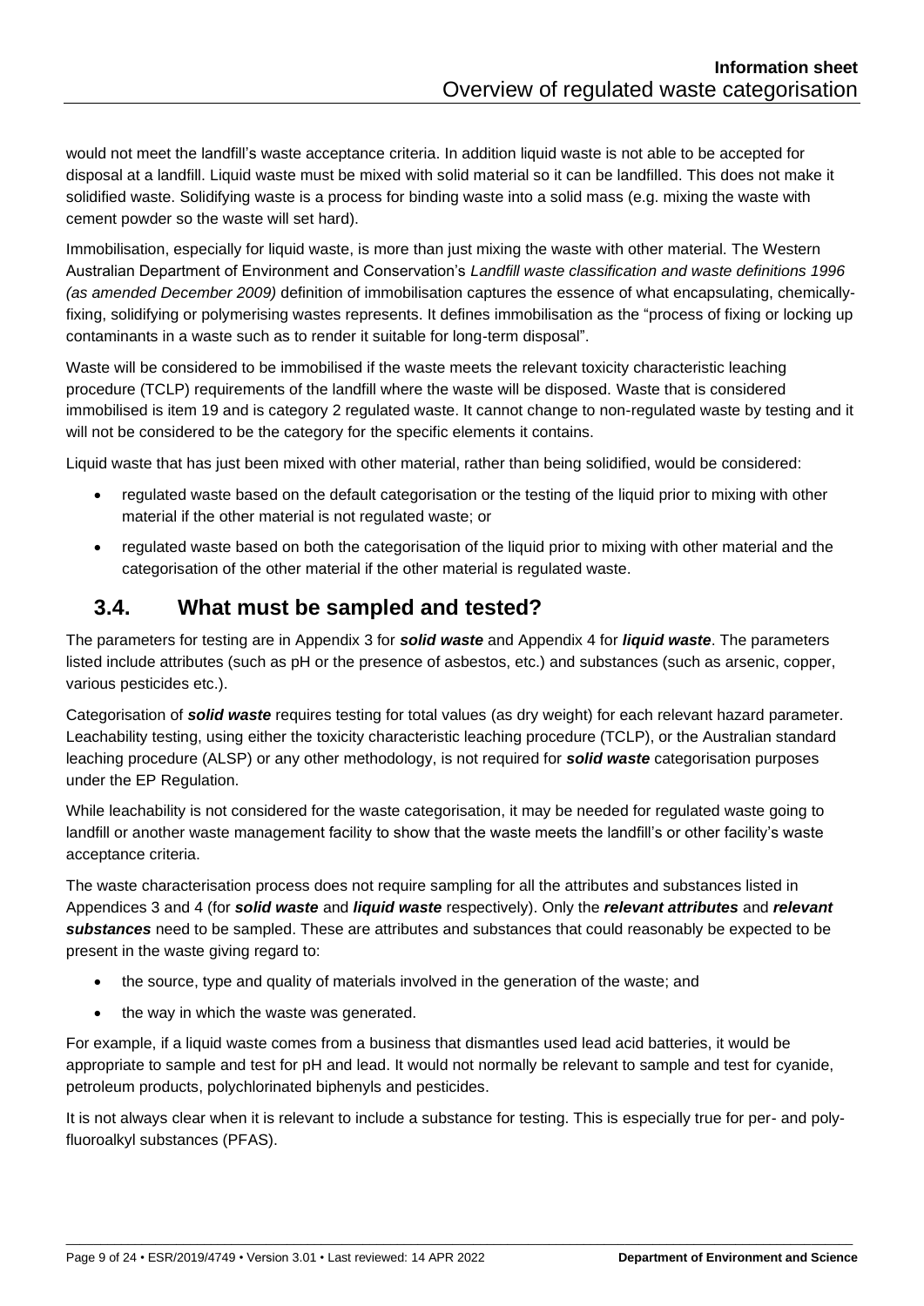would not meet the landfill's waste acceptance criteria. In addition liquid waste is not able to be accepted for disposal at a landfill. Liquid waste must be mixed with solid material so it can be landfilled. This does not make it solidified waste. Solidifying waste is a process for binding waste into a solid mass (e.g. mixing the waste with cement powder so the waste will set hard).

Immobilisation, especially for liquid waste, is more than just mixing the waste with other material. The Western Australian Department of Environment and Conservation's *Landfill waste classification and waste definitions 1996 (as amended December 2009)* definition of immobilisation captures the essence of what encapsulating, chemically-fixing, solidifying or polymerising wastes represents. It defines immobilisation as the "process of fixing or locking up contaminants in a waste such as to render it suitable for long-term disposal".

Waste will be considered to be immobilised if the waste meets the relevant toxicity characteristic leaching procedure (TCLP) requirements of the landfill where the waste will be disposed. Waste that is considered immobilised is item 19 and is category 2 regulated waste. It cannot change to non-regulated waste by testing and it will not be considered to be the category for the specific elements it contains.

Liquid waste that has just been mixed with other material, rather than being solidified, would be considered:

- regulated waste based on the default categorisation or the testing of the liquid prior to mixing with other material if the other material is not regulated waste; or
- regulated waste based on both the categorisation of the liquid prior to mixing with other material and the categorisation of the other material if the other material is regulated waste.

## 3.4. What must be sampled and tested?

The parameters for testing are in Appendix 3 for ***solid waste*** and Appendix 4 for ***liquid waste***. The parameters listed include attributes (such as pH or the presence of asbestos, etc.) and substances (such as arsenic, copper, various pesticides etc.).

Categorisation of ***solid waste*** requires testing for total values (as dry weight) for each relevant hazard parameter. Leachability testing, using either the toxicity characteristic leaching procedure (TCLP), or the Australian standard leaching procedure (ALSP) or any other methodology, is not required for ***solid waste*** categorisation purposes under the EP Regulation.

While leachability is not considered for the waste categorisation, it may be needed for regulated waste going to landfill or another waste management facility to show that the waste meets the landfill's or other facility's waste acceptance criteria.

The waste characterisation process does not require sampling for all the attributes and substances listed in Appendices 3 and 4 (for ***solid waste*** and ***liquid waste*** respectively). Only the ***relevant attributes*** and ***relevant substances*** need to be sampled. These are attributes and substances that could reasonably be expected to be present in the waste giving regard to:

- the source, type and quality of materials involved in the generation of the waste; and
- the way in which the waste was generated.

For example, if a liquid waste comes from a business that dismantles used lead acid batteries, it would be appropriate to sample and test for pH and lead. It would not normally be relevant to sample and test for cyanide, petroleum products, polychlorinated biphenyls and pesticides.

It is not always clear when it is relevant to include a substance for testing. This is especially true for per- and poly-fluoroalkyl substances (PFAS).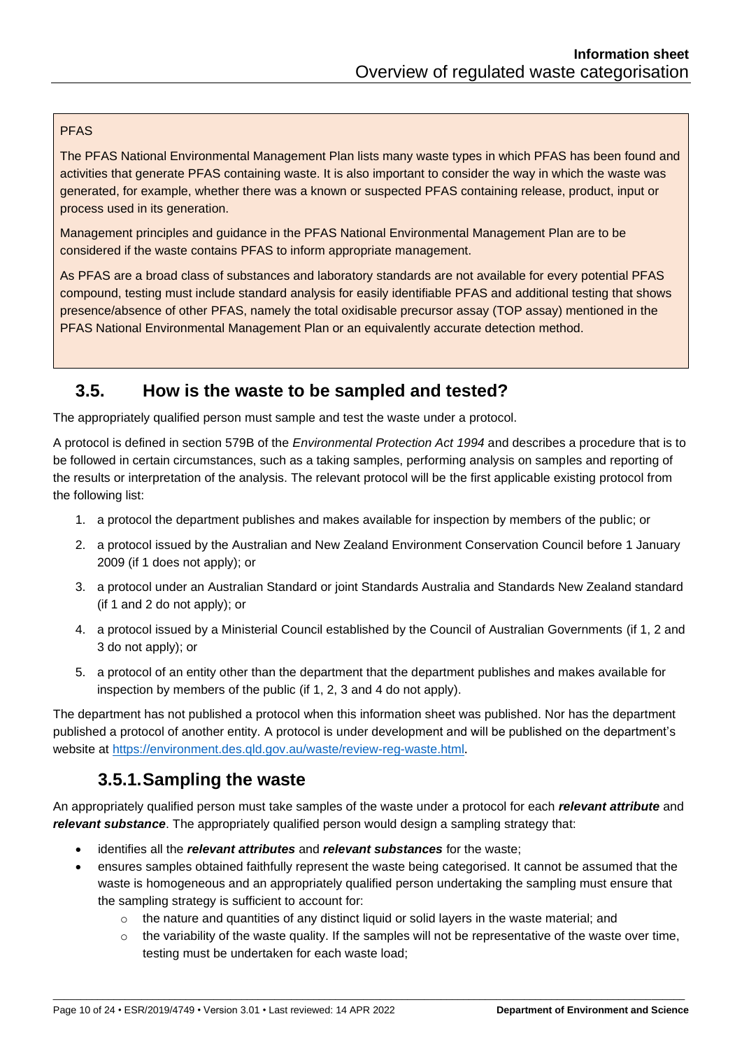PFAS

The PFAS National Environmental Management Plan lists many waste types in which PFAS has been found and activities that generate PFAS containing waste. It is also important to consider the way in which the waste was generated, for example, whether there was a known or suspected PFAS containing release, product, input or process used in its generation.

Management principles and guidance in the PFAS National Environmental Management Plan are to be considered if the waste contains PFAS to inform appropriate management.

As PFAS are a broad class of substances and laboratory standards are not available for every potential PFAS compound, testing must include standard analysis for easily identifiable PFAS and additional testing that shows presence/absence of other PFAS, namely the total oxidisable precursor assay (TOP assay) mentioned in the PFAS National Environmental Management Plan or an equivalently accurate detection method.

## 3.5. How is the waste to be sampled and tested?

The appropriately qualified person must sample and test the waste under a protocol.

A protocol is defined in section 579B of the *Environmental Protection Act 1994* and describes a procedure that is to be followed in certain circumstances, such as a taking samples, performing analysis on samples and reporting of the results or interpretation of the analysis. The relevant protocol will be the first applicable existing protocol from the following list:

1. a protocol the department publishes and makes available for inspection by members of the public; or
2. a protocol issued by the Australian and New Zealand Environment Conservation Council before 1 January 2009 (if 1 does not apply); or
3. a protocol under an Australian Standard or joint Standards Australia and Standards New Zealand standard (if 1 and 2 do not apply); or
4. a protocol issued by a Ministerial Council established by the Council of Australian Governments (if 1, 2 and 3 do not apply); or
5. a protocol of an entity other than the department that the department publishes and makes available for inspection by members of the public (if 1, 2, 3 and 4 do not apply).

The department has not published a protocol when this information sheet was published. Nor has the department published a protocol of another entity. A protocol is under development and will be published on the department's website at https://environment.des.qld.gov.au/waste/review-reg-waste.html.

### 3.5.1. Sampling the waste

An appropriately qualified person must take samples of the waste under a protocol for each ***relevant attribute*** and ***relevant substance***. The appropriately qualified person would design a sampling strategy that:

- identifies all the ***relevant attributes*** and ***relevant substances*** for the waste;
- ensures samples obtained faithfully represent the waste being categorised. It cannot be assumed that the waste is homogeneous and an appropriately qualified person undertaking the sampling must ensure that the sampling strategy is sufficient to account for:
  - the nature and quantities of any distinct liquid or solid layers in the waste material; and
  - the variability of the waste quality. If the samples will not be representative of the waste over time, testing must be undertaken for each waste load;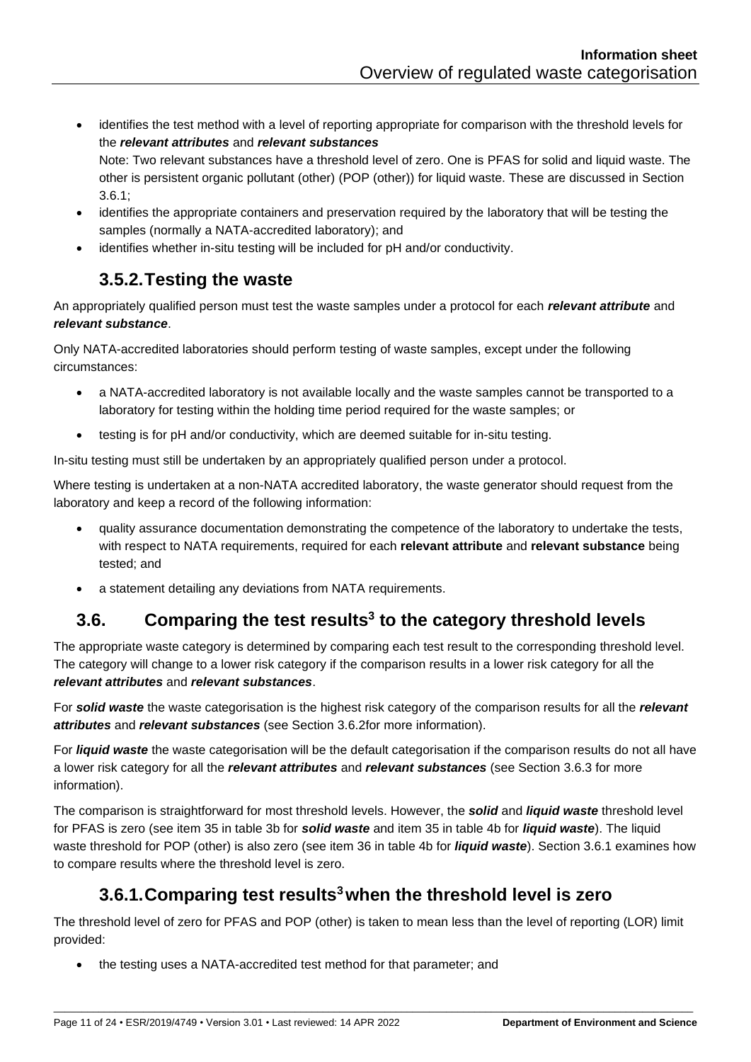- identifies the test method with a level of reporting appropriate for comparison with the threshold levels for the ***relevant attributes*** and ***relevant substances***
  Note: Two relevant substances have a threshold level of zero. One is PFAS for solid and liquid waste. The other is persistent organic pollutant (other) (POP (other)) for liquid waste. These are discussed in Section 3.6.1;
- identifies the appropriate containers and preservation required by the laboratory that will be testing the samples (normally a NATA-accredited laboratory); and
- identifies whether in-situ testing will be included for pH and/or conductivity.

### 3.5.2. Testing the waste

An appropriately qualified person must test the waste samples under a protocol for each ***relevant attribute*** and ***relevant substance***.

Only NATA-accredited laboratories should perform testing of waste samples, except under the following circumstances:

- a NATA-accredited laboratory is not available locally and the waste samples cannot be transported to a laboratory for testing within the holding time period required for the waste samples; or
- testing is for pH and/or conductivity, which are deemed suitable for in-situ testing.

In-situ testing must still be undertaken by an appropriately qualified person under a protocol.

Where testing is undertaken at a non-NATA accredited laboratory, the waste generator should request from the laboratory and keep a record of the following information:

- quality assurance documentation demonstrating the competence of the laboratory to undertake the tests, with respect to NATA requirements, required for each **relevant attribute** and **relevant substance** being tested; and
- a statement detailing any deviations from NATA requirements.

## 3.6. Comparing the test results[3] to the category threshold levels

The appropriate waste category is determined by comparing each test result to the corresponding threshold level. The category will change to a lower risk category if the comparison results in a lower risk category for all the ***relevant attributes*** and ***relevant substances***.

For ***solid waste*** the waste categorisation is the highest risk category of the comparison results for all the ***relevant attributes*** and ***relevant substances*** (see Section 3.6.2for more information).

For ***liquid waste*** the waste categorisation will be the default categorisation if the comparison results do not all have a lower risk category for all the ***relevant attributes*** and ***relevant substances*** (see Section 3.6.3 for more information).

The comparison is straightforward for most threshold levels. However, the ***solid*** and ***liquid waste*** threshold level for PFAS is zero (see item 35 in table 3b for ***solid waste*** and item 35 in table 4b for ***liquid waste***). The liquid waste threshold for POP (other) is also zero (see item 36 in table 4b for ***liquid waste***). Section 3.6.1 examines how to compare results where the threshold level is zero.

### 3.6.1. Comparing test results[3] when the threshold level is zero

The threshold level of zero for PFAS and POP (other) is taken to mean less than the level of reporting (LOR) limit provided:

- the testing uses a NATA-accredited test method for that parameter; and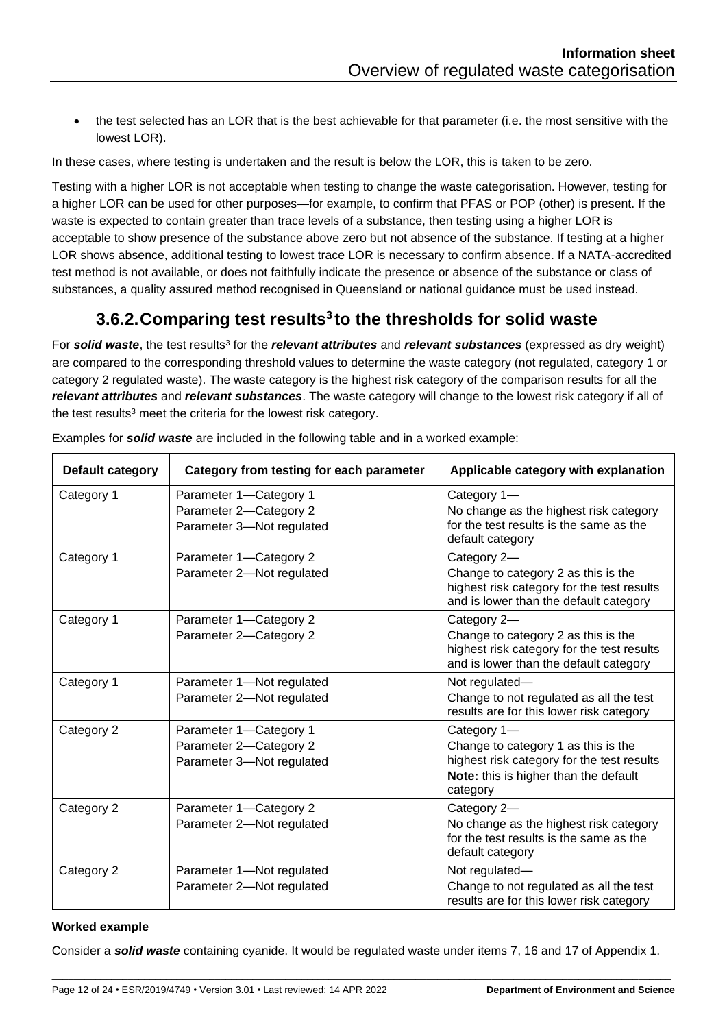- the test selected has an LOR that is the best achievable for that parameter (i.e. the most sensitive with the lowest LOR).

In these cases, where testing is undertaken and the result is below the LOR, this is taken to be zero.

Testing with a higher LOR is not acceptable when testing to change the waste categorisation. However, testing for a higher LOR can be used for other purposes—for example, to confirm that PFAS or POP (other) is present. If the waste is expected to contain greater than trace levels of a substance, then testing using a higher LOR is acceptable to show presence of the substance above zero but not absence of the substance. If testing at a higher LOR shows absence, additional testing to lowest trace LOR is necessary to confirm absence. If a NATA-accredited test method is not available, or does not faithfully indicate the presence or absence of the substance or class of substances, a quality assured method recognised in Queensland or national guidance must be used instead.

### 3.6.2. Comparing test results[3] to the thresholds for solid waste

For ***solid waste***, the test results[3] for the ***relevant attributes*** and ***relevant substances*** (expressed as dry weight) are compared to the corresponding threshold values to determine the waste category (not regulated, category 1 or category 2 regulated waste). The waste category is the highest risk category of the comparison results for all the ***relevant attributes*** and ***relevant substances***. The waste category will change to the lowest risk category if all of the test results[3] meet the criteria for the lowest risk category.

Examples for ***solid waste*** are included in the following table and in a worked example:

| Default category | Category from testing for each parameter | Applicable category with explanation |
|---|---|---|
| Category 1 | Parameter 1—Category 1<br>Parameter 2—Category 2<br>Parameter 3—Not regulated | Category 1—<br>No change as the highest risk category for the test results is the same as the default category |
| Category 1 | Parameter 1—Category 2<br>Parameter 2—Not regulated | Category 2—<br>Change to category 2 as this is the highest risk category for the test results and is lower than the default category |
| Category 1 | Parameter 1—Category 2<br>Parameter 2—Category 2 | Category 2—<br>Change to category 2 as this is the highest risk category for the test results and is lower than the default category |
| Category 1 | Parameter 1—Not regulated<br>Parameter 2—Not regulated | Not regulated—<br>Change to not regulated as all the test results are for this lower risk category |
| Category 2 | Parameter 1—Category 1<br>Parameter 2—Category 2<br>Parameter 3—Not regulated | Category 1—<br>Change to category 1 as this is the highest risk category for the test results<br>**Note:** this is higher than the default category |
| Category 2 | Parameter 1—Category 2<br>Parameter 2—Not regulated | Category 2—<br>No change as the highest risk category for the test results is the same as the default category |
| Category 2 | Parameter 1—Not regulated<br>Parameter 2—Not regulated | Not regulated—<br>Change to not regulated as all the test results are for this lower risk category |

**Worked example**

Consider a ***solid waste*** containing cyanide. It would be regulated waste under items 7, 16 and 17 of Appendix 1.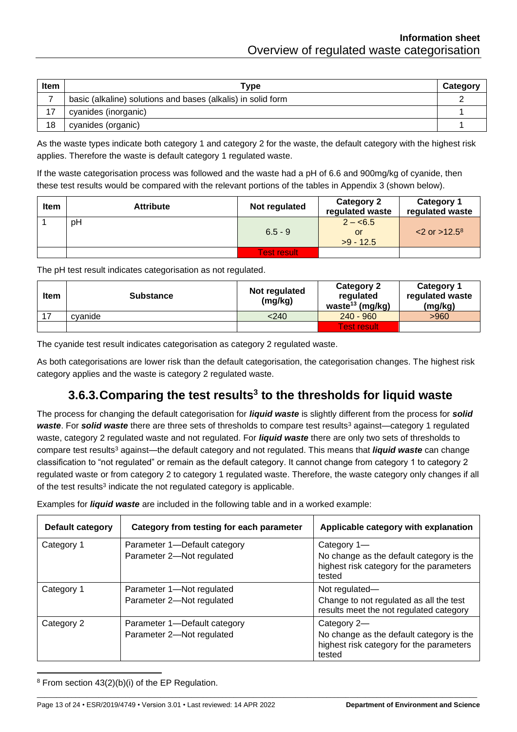| Item | Type | Category |
|---|---|---|
| 7 | basic (alkaline) solutions and bases (alkalis) in solid form | 2 |
| 17 | cyanides (inorganic) | 1 |
| 18 | cyanides (organic) | 1 |

As the waste types indicate both category 1 and category 2 for the waste, the default category with the highest risk applies. Therefore the waste is default category 1 regulated waste.

If the waste categorisation process was followed and the waste had a pH of 6.6 and 900mg/kg of cyanide, then these test results would be compared with the relevant portions of the tables in Appendix 3 (shown below).

| Item | Attribute | Not regulated | Category 2 regulated waste | Category 1 regulated waste |
|---|---|---|---|---|
| 1 | pH | 6.5 - 9 | 2 – <6.5 or >9 - 12.5 | <2 or >12.5[8] |
| | | Test result | | |

The pH test result indicates categorisation as not regulated.

| Item | Substance | Not regulated (mg/kg) | Category 2 regulated waste[13] (mg/kg) | Category 1 regulated waste (mg/kg) |
|---|---|---|---|---|
| 17 | cyanide | <240 | 240 - 960 | >960 |
| | | | Test result | |

The cyanide test result indicates categorisation as category 2 regulated waste.

As both categorisations are lower risk than the default categorisation, the categorisation changes. The highest risk category applies and the waste is category 2 regulated waste.

### 3.6.3. Comparing the test results[3] to the thresholds for liquid waste

The process for changing the default categorisation for ***liquid waste*** is slightly different from the process for ***solid waste***. For ***solid waste*** there are three sets of thresholds to compare test results[3] against—category 1 regulated waste, category 2 regulated waste and not regulated. For ***liquid waste*** there are only two sets of thresholds to compare test results[3] against—the default category and not regulated. This means that ***liquid waste*** can change classification to "not regulated" or remain as the default category. It cannot change from category 1 to category 2 regulated waste or from category 2 to category 1 regulated waste. Therefore, the waste category only changes if all of the test results[3] indicate the not regulated category is applicable.

Examples for ***liquid waste*** are included in the following table and in a worked example:

| Default category | Category from testing for each parameter | Applicable category with explanation |
|---|---|---|
| Category 1 | Parameter 1—Default category<br>Parameter 2—Not regulated | Category 1—<br>No change as the default category is the highest risk category for the parameters tested |
| Category 1 | Parameter 1—Not regulated<br>Parameter 2—Not regulated | Not regulated—<br>Change to not regulated as all the test results meet the not regulated category |
| Category 2 | Parameter 1—Default category<br>Parameter 2—Not regulated | Category 2—<br>No change as the default category is the highest risk category for the parameters tested |

[8] From section 43(2)(b)(i) of the EP Regulation.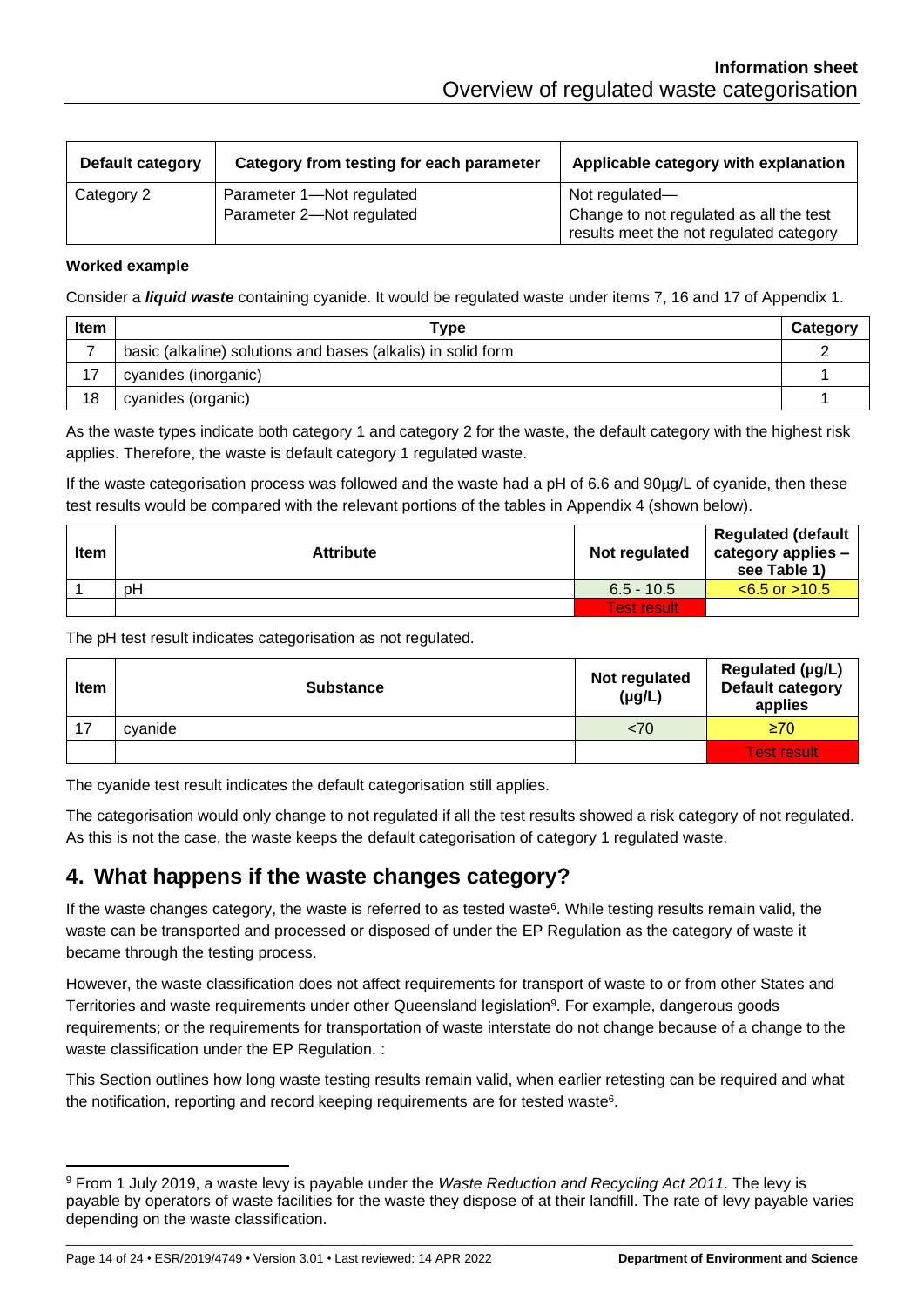| Default category | Category from testing for each parameter | Applicable category with explanation |
|---|---|---|
| Category 2 | Parameter 1—Not regulated<br>Parameter 2—Not regulated | Not regulated—<br>Change to not regulated as all the test results meet the not regulated category |

**Worked example**

Consider a ***liquid waste*** containing cyanide. It would be regulated waste under items 7, 16 and 17 of Appendix 1.

| Item | Type | Category |
|---|---|---|
| 7 | basic (alkaline) solutions and bases (alkalis) in solid form | 2 |
| 17 | cyanides (inorganic) | 1 |
| 18 | cyanides (organic) | 1 |

As the waste types indicate both category 1 and category 2 for the waste, the default category with the highest risk applies. Therefore, the waste is default category 1 regulated waste.

If the waste categorisation process was followed and the waste had a pH of 6.6 and 90µg/L of cyanide, then these test results would be compared with the relevant portions of the tables in Appendix 4 (shown below).

| Item | Attribute | Not regulated | Regulated (default category applies – see Table 1) |
|---|---|---|---|
| 1 | pH | 6.5 - 10.5 | <6.5 or >10.5 |
| | | Test result | |

The pH test result indicates categorisation as not regulated.

| Item | Substance | Not regulated (µg/L) | Regulated (µg/L) Default category applies |
|---|---|---|---|
| 17 | cyanide | <70 | ≥70 |
| | | | Test result |

The cyanide test result indicates the default categorisation still applies.

The categorisation would only change to not regulated if all the test results showed a risk category of not regulated. As this is not the case, the waste keeps the default categorisation of category 1 regulated waste.

## 4. What happens if the waste changes category?

If the waste changes category, the waste is referred to as tested waste[6]. While testing results remain valid, the waste can be transported and processed or disposed of under the EP Regulation as the category of waste it became through the testing process.

However, the waste classification does not affect requirements for transport of waste to or from other States and Territories and waste requirements under other Queensland legislation[9]. For example, dangerous goods requirements; or the requirements for transportation of waste interstate do not change because of a change to the waste classification under the EP Regulation. :

This Section outlines how long waste testing results remain valid, when earlier retesting can be required and what the notification, reporting and record keeping requirements are for tested waste[6].

[9] From 1 July 2019, a waste levy is payable under the *Waste Reduction and Recycling Act 2011*. The levy is payable by operators of waste facilities for the waste they dispose of at their landfill. The rate of levy payable varies depending on the waste classification.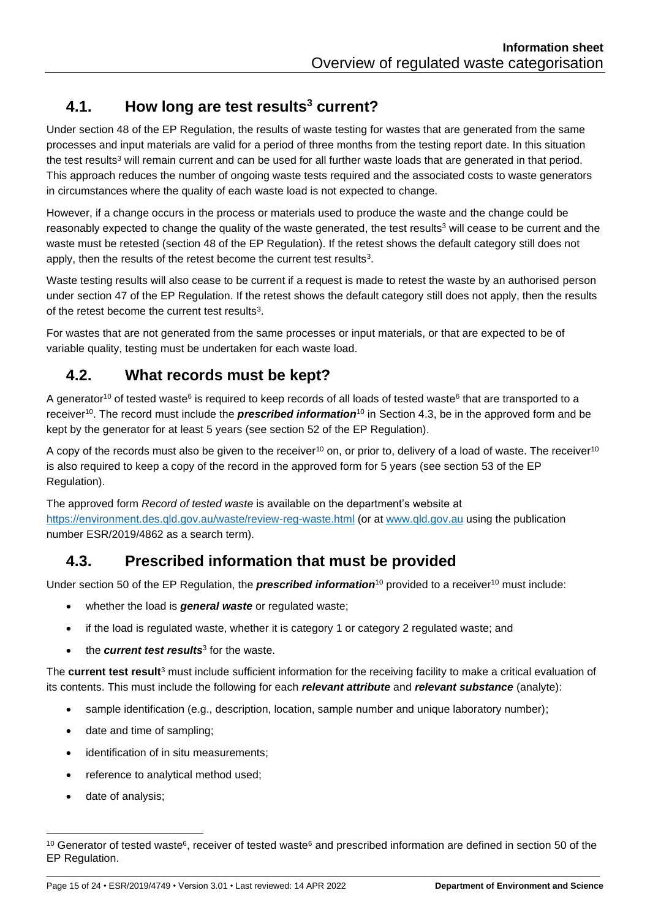## 4.1. How long are test results[3] current?

Under section 48 of the EP Regulation, the results of waste testing for wastes that are generated from the same processes and input materials are valid for a period of three months from the testing report date. In this situation the test results[3] will remain current and can be used for all further waste loads that are generated in that period. This approach reduces the number of ongoing waste tests required and the associated costs to waste generators in circumstances where the quality of each waste load is not expected to change.

However, if a change occurs in the process or materials used to produce the waste and the change could be reasonably expected to change the quality of the waste generated, the test results[3] will cease to be current and the waste must be retested (section 48 of the EP Regulation). If the retest shows the default category still does not apply, then the results of the retest become the current test results[3].

Waste testing results will also cease to be current if a request is made to retest the waste by an authorised person under section 47 of the EP Regulation. If the retest shows the default category still does not apply, then the results of the retest become the current test results[3].

For wastes that are not generated from the same processes or input materials, or that are expected to be of variable quality, testing must be undertaken for each waste load.

## 4.2. What records must be kept?

A generator[10] of tested waste[6] is required to keep records of all loads of tested waste[6] that are transported to a receiver[10]. The record must include the ***prescribed information***[10] in Section 4.3, be in the approved form and be kept by the generator for at least 5 years (see section 52 of the EP Regulation).

A copy of the records must also be given to the receiver[10] on, or prior to, delivery of a load of waste. The receiver[10] is also required to keep a copy of the record in the approved form for 5 years (see section 53 of the EP Regulation).

The approved form *Record of tested waste* is available on the department's website at https://environment.des.qld.gov.au/waste/review-reg-waste.html (or at www.qld.gov.au using the publication number ESR/2019/4862 as a search term).

## 4.3. Prescribed information that must be provided

Under section 50 of the EP Regulation, the ***prescribed information***[10] provided to a receiver[10] must include:

- whether the load is ***general waste*** or regulated waste;
- if the load is regulated waste, whether it is category 1 or category 2 regulated waste; and
- the ***current test results***[3] for the waste.

The **current test result**[3] must include sufficient information for the receiving facility to make a critical evaluation of its contents. This must include the following for each ***relevant attribute*** and ***relevant substance*** (analyte):

- sample identification (e.g., description, location, sample number and unique laboratory number);
- date and time of sampling;
- identification of in situ measurements;
- reference to analytical method used;
- date of analysis;

[10] Generator of tested waste[6], receiver of tested waste[6] and prescribed information are defined in section 50 of the EP Regulation.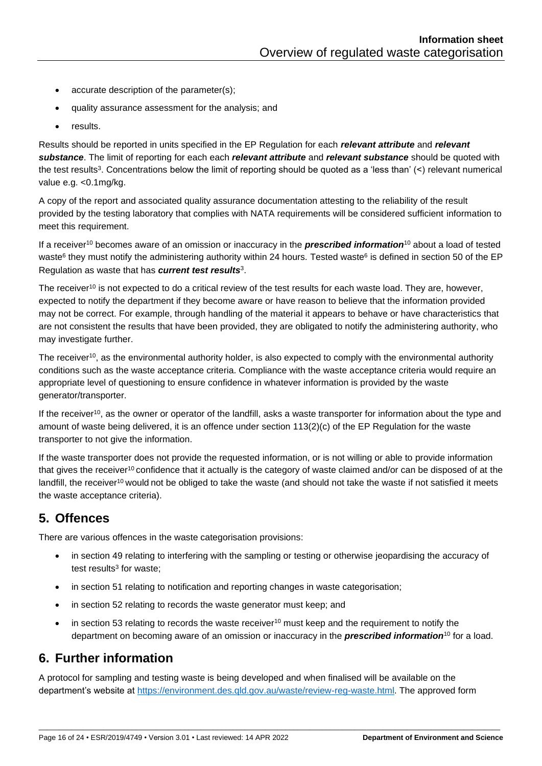- accurate description of the parameter(s);
- quality assurance assessment for the analysis; and
- results.

Results should be reported in units specified in the EP Regulation for each ***relevant attribute*** and ***relevant substance***. The limit of reporting for each each ***relevant attribute*** and ***relevant substance*** should be quoted with the test results[3]. Concentrations below the limit of reporting should be quoted as a 'less than' (<) relevant numerical value e.g. <0.1mg/kg.

A copy of the report and associated quality assurance documentation attesting to the reliability of the result provided by the testing laboratory that complies with NATA requirements will be considered sufficient information to meet this requirement.

If a receiver[10] becomes aware of an omission or inaccuracy in the ***prescribed information***[10] about a load of tested waste[6] they must notify the administering authority within 24 hours. Tested waste[6] is defined in section 50 of the EP Regulation as waste that has ***current test results***[3].

The receiver[10] is not expected to do a critical review of the test results for each waste load. They are, however, expected to notify the department if they become aware or have reason to believe that the information provided may not be correct. For example, through handling of the material it appears to behave or have characteristics that are not consistent the results that have been provided, they are obligated to notify the administering authority, who may investigate further.

The receiver[10], as the environmental authority holder, is also expected to comply with the environmental authority conditions such as the waste acceptance criteria. Compliance with the waste acceptance criteria would require an appropriate level of questioning to ensure confidence in whatever information is provided by the waste generator/transporter.

If the receiver[10], as the owner or operator of the landfill, asks a waste transporter for information about the type and amount of waste being delivered, it is an offence under section 113(2)(c) of the EP Regulation for the waste transporter to not give the information.

If the waste transporter does not provide the requested information, or is not willing or able to provide information that gives the receiver[10] confidence that it actually is the category of waste claimed and/or can be disposed of at the landfill, the receiver[10] would not be obliged to take the waste (and should not take the waste if not satisfied it meets the waste acceptance criteria).

## 5. Offences

There are various offences in the waste categorisation provisions:

- in section 49 relating to interfering with the sampling or testing or otherwise jeopardising the accuracy of test results[3] for waste;
- in section 51 relating to notification and reporting changes in waste categorisation;
- in section 52 relating to records the waste generator must keep; and
- in section 53 relating to records the waste receiver[10] must keep and the requirement to notify the department on becoming aware of an omission or inaccuracy in the ***prescribed information***[10] for a load.

## 6. Further information

A protocol for sampling and testing waste is being developed and when finalised will be available on the department's website at https://environment.des.qld.gov.au/waste/review-reg-waste.html. The approved form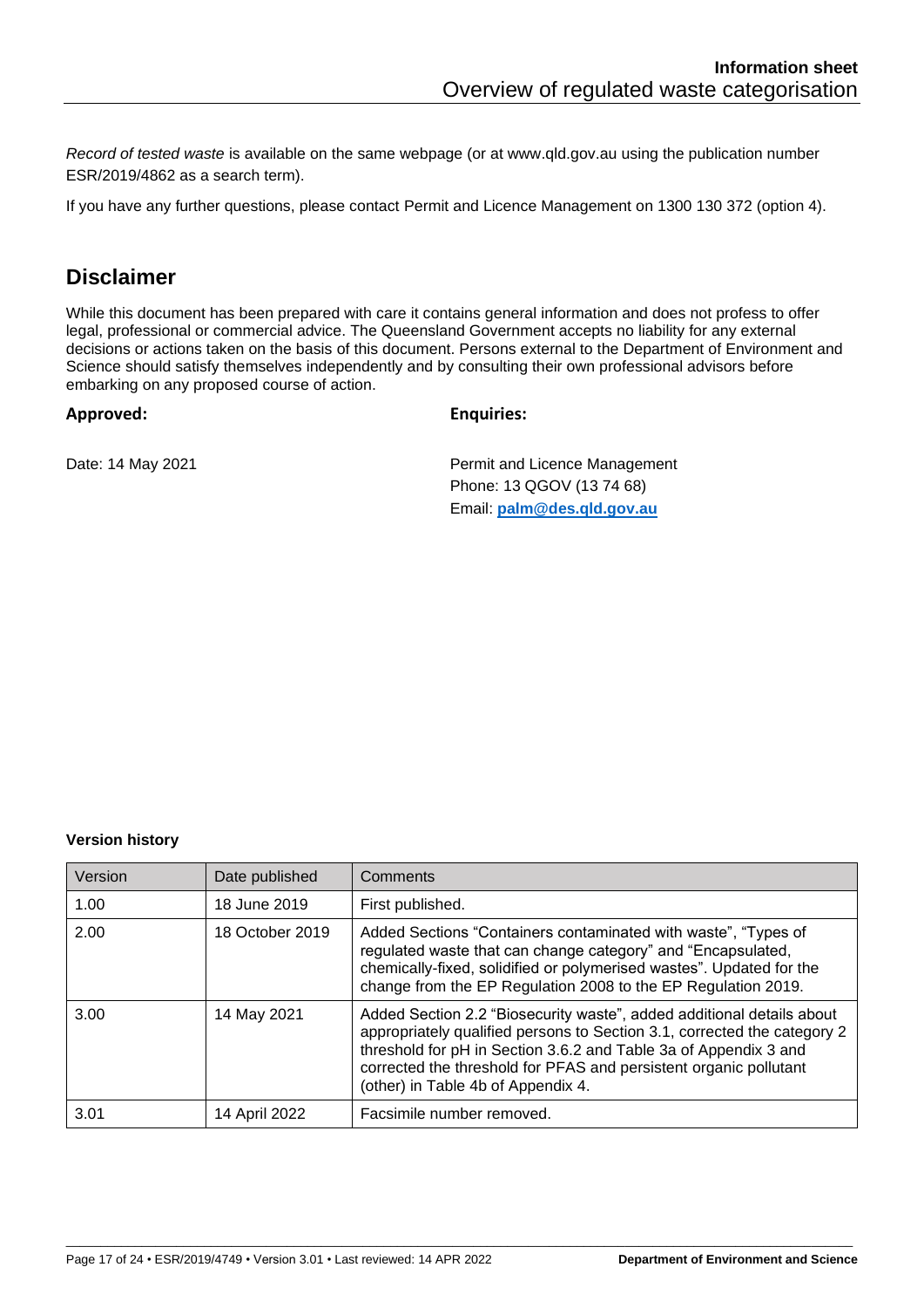*Record of tested waste* is available on the same webpage (or at www.qld.gov.au using the publication number ESR/2019/4862 as a search term).

If you have any further questions, please contact Permit and Licence Management on 1300 130 372 (option 4).

## Disclaimer

While this document has been prepared with care it contains general information and does not profess to offer legal, professional or commercial advice. The Queensland Government accepts no liability for any external decisions or actions taken on the basis of this document. Persons external to the Department of Environment and Science should satisfy themselves independently and by consulting their own professional advisors before embarking on any proposed course of action.

**Approved:**

Date: 14 May 2021

**Enquiries:**

Permit and Licence Management
Phone: 13 QGOV (13 74 68)
Email: **palm@des.qld.gov.au**

**Version history**

| Version | Date published | Comments |
|---|---|---|
| 1.00 | 18 June 2019 | First published. |
| 2.00 | 18 October 2019 | Added Sections "Containers contaminated with waste", "Types of regulated waste that can change category" and "Encapsulated, chemically-fixed, solidified or polymerised wastes". Updated for the change from the EP Regulation 2008 to the EP Regulation 2019. |
| 3.00 | 14 May 2021 | Added Section 2.2 "Biosecurity waste", added additional details about appropriately qualified persons to Section 3.1, corrected the category 2 threshold for pH in Section 3.6.2 and Table 3a of Appendix 3 and corrected the threshold for PFAS and persistent organic pollutant (other) in Table 4b of Appendix 4. |
| 3.01 | 14 April 2022 | Facsimile number removed. |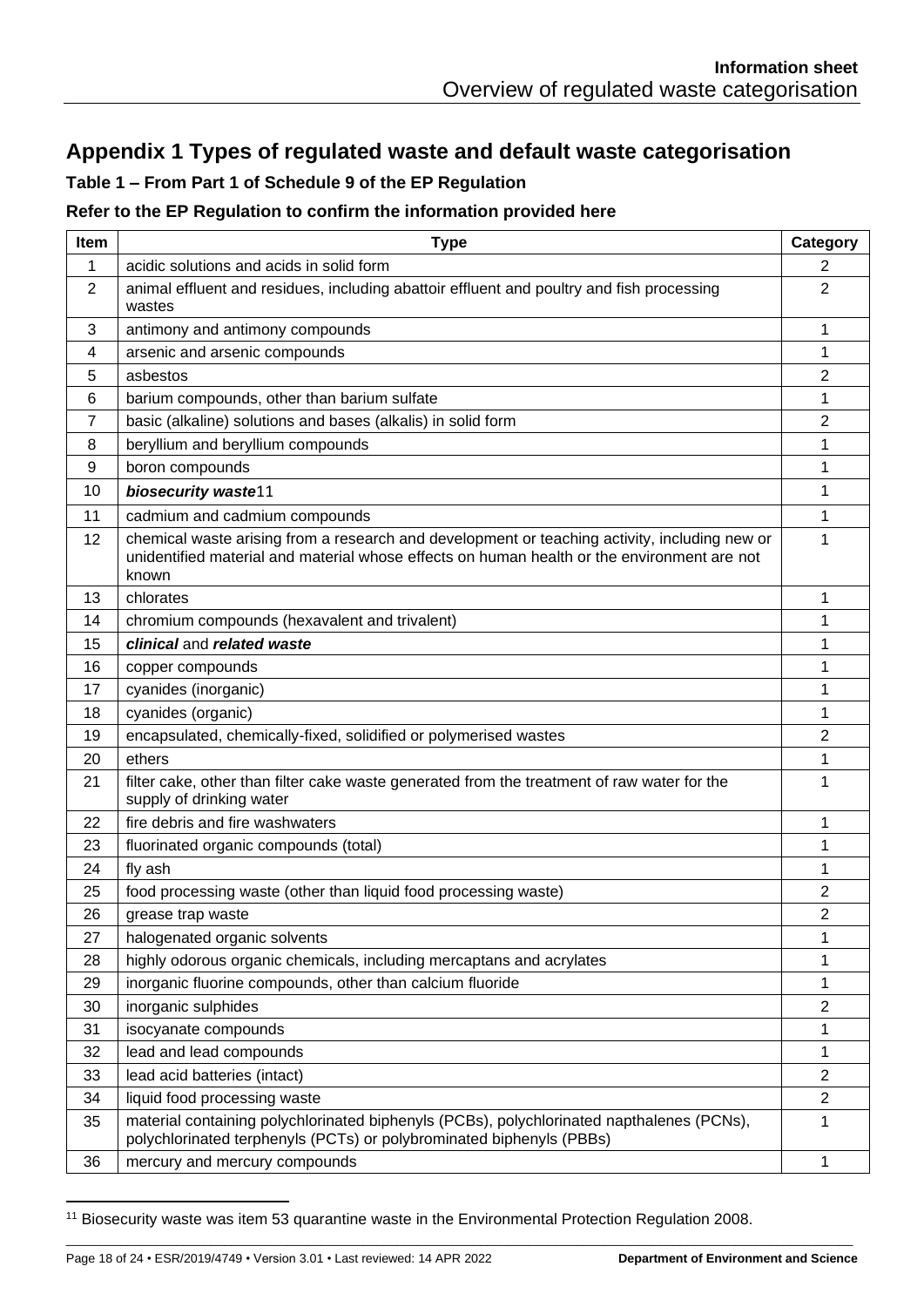## Appendix 1 Types of regulated waste and default waste categorisation

### Table 1 – From Part 1 of Schedule 9 of the EP Regulation

### Refer to the EP Regulation to confirm the information provided here

| Item | Type | Category |
|---|---|---|
| 1 | acidic solutions and acids in solid form | 2 |
| 2 | animal effluent and residues, including abattoir effluent and poultry and fish processing wastes | 2 |
| 3 | antimony and antimony compounds | 1 |
| 4 | arsenic and arsenic compounds | 1 |
| 5 | asbestos | 2 |
| 6 | barium compounds, other than barium sulfate | 1 |
| 7 | basic (alkaline) solutions and bases (alkalis) in solid form | 2 |
| 8 | beryllium and beryllium compounds | 1 |
| 9 | boron compounds | 1 |
| 10 | ***biosecurity waste***[11] | 1 |
| 11 | cadmium and cadmium compounds | 1 |
| 12 | chemical waste arising from a research and development or teaching activity, including new or unidentified material and material whose effects on human health or the environment are not known | 1 |
| 13 | chlorates | 1 |
| 14 | chromium compounds (hexavalent and trivalent) | 1 |
| 15 | ***clinical*** and ***related waste*** | 1 |
| 16 | copper compounds | 1 |
| 17 | cyanides (inorganic) | 1 |
| 18 | cyanides (organic) | 1 |
| 19 | encapsulated, chemically-fixed, solidified or polymerised wastes | 2 |
| 20 | ethers | 1 |
| 21 | filter cake, other than filter cake waste generated from the treatment of raw water for the supply of drinking water | 1 |
| 22 | fire debris and fire washwaters | 1 |
| 23 | fluorinated organic compounds (total) | 1 |
| 24 | fly ash | 1 |
| 25 | food processing waste (other than liquid food processing waste) | 2 |
| 26 | grease trap waste | 2 |
| 27 | halogenated organic solvents | 1 |
| 28 | highly odorous organic chemicals, including mercaptans and acrylates | 1 |
| 29 | inorganic fluorine compounds, other than calcium fluoride | 1 |
| 30 | inorganic sulphides | 2 |
| 31 | isocyanate compounds | 1 |
| 32 | lead and lead compounds | 1 |
| 33 | lead acid batteries (intact) | 2 |
| 34 | liquid food processing waste | 2 |
| 35 | material containing polychlorinated biphenyls (PCBs), polychlorinated napthalenes (PCNs), polychlorinated terphenyls (PCTs) or polybrominated biphenyls (PBBs) | 1 |
| 36 | mercury and mercury compounds | 1 |

[11] Biosecurity waste was item 53 quarantine waste in the Environmental Protection Regulation 2008.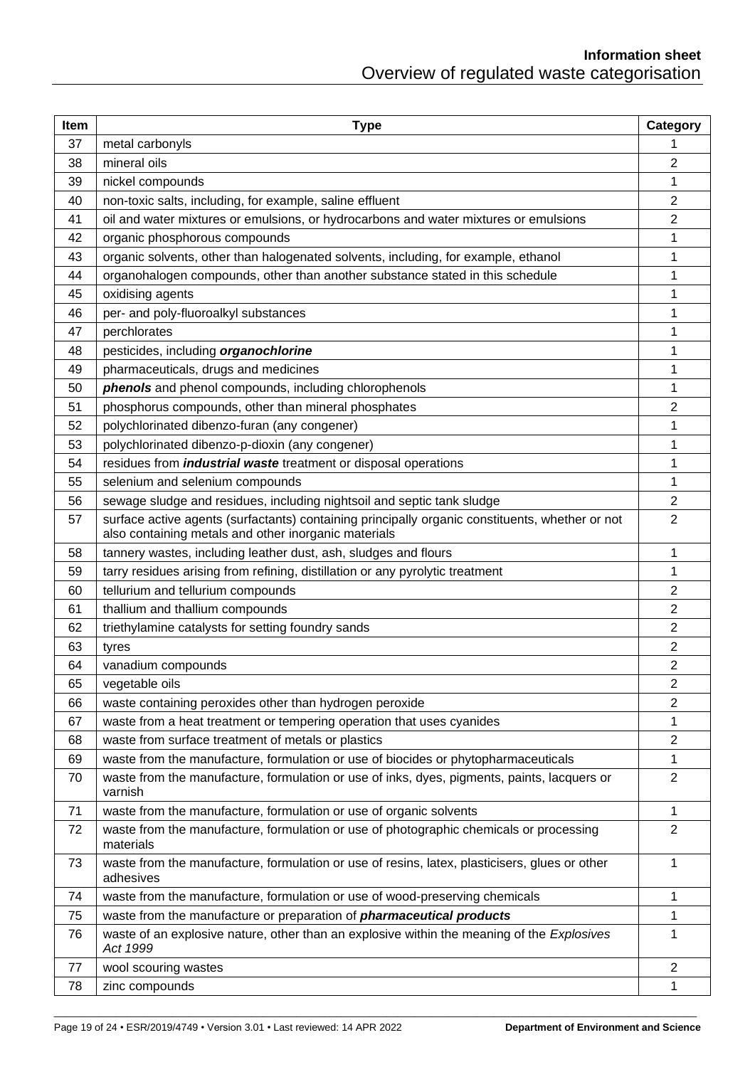| Item | Type | Category |
|---|---|---|
| 37 | metal carbonyls | 1 |
| 38 | mineral oils | 2 |
| 39 | nickel compounds | 1 |
| 40 | non-toxic salts, including, for example, saline effluent | 2 |
| 41 | oil and water mixtures or emulsions, or hydrocarbons and water mixtures or emulsions | 2 |
| 42 | organic phosphorous compounds | 1 |
| 43 | organic solvents, other than halogenated solvents, including, for example, ethanol | 1 |
| 44 | organohalogen compounds, other than another substance stated in this schedule | 1 |
| 45 | oxidising agents | 1 |
| 46 | per- and poly-fluoroalkyl substances | 1 |
| 47 | perchlorates | 1 |
| 48 | pesticides, including ***organochlorine*** | 1 |
| 49 | pharmaceuticals, drugs and medicines | 1 |
| 50 | ***phenols*** and phenol compounds, including chlorophenols | 1 |
| 51 | phosphorus compounds, other than mineral phosphates | 2 |
| 52 | polychlorinated dibenzo-furan (any congener) | 1 |
| 53 | polychlorinated dibenzo-p-dioxin (any congener) | 1 |
| 54 | residues from ***industrial waste*** treatment or disposal operations | 1 |
| 55 | selenium and selenium compounds | 1 |
| 56 | sewage sludge and residues, including nightsoil and septic tank sludge | 2 |
| 57 | surface active agents (surfactants) containing principally organic constituents, whether or not also containing metals and other inorganic materials | 2 |
| 58 | tannery wastes, including leather dust, ash, sludges and flours | 1 |
| 59 | tarry residues arising from refining, distillation or any pyrolytic treatment | 1 |
| 60 | tellurium and tellurium compounds | 2 |
| 61 | thallium and thallium compounds | 2 |
| 62 | triethylamine catalysts for setting foundry sands | 2 |
| 63 | tyres | 2 |
| 64 | vanadium compounds | 2 |
| 65 | vegetable oils | 2 |
| 66 | waste containing peroxides other than hydrogen peroxide | 2 |
| 67 | waste from a heat treatment or tempering operation that uses cyanides | 1 |
| 68 | waste from surface treatment of metals or plastics | 2 |
| 69 | waste from the manufacture, formulation or use of biocides or phytopharmaceuticals | 1 |
| 70 | waste from the manufacture, formulation or use of inks, dyes, pigments, paints, lacquers or varnish | 2 |
| 71 | waste from the manufacture, formulation or use of organic solvents | 1 |
| 72 | waste from the manufacture, formulation or use of photographic chemicals or processing materials | 2 |
| 73 | waste from the manufacture, formulation or use of resins, latex, plasticisers, glues or other adhesives | 1 |
| 74 | waste from the manufacture, formulation or use of wood-preserving chemicals | 1 |
| 75 | waste from the manufacture or preparation of ***pharmaceutical products*** | 1 |
| 76 | waste of an explosive nature, other than an explosive within the meaning of the *Explosives Act 1999* | 1 |
| 77 | wool scouring wastes | 2 |
| 78 | zinc compounds | 1 |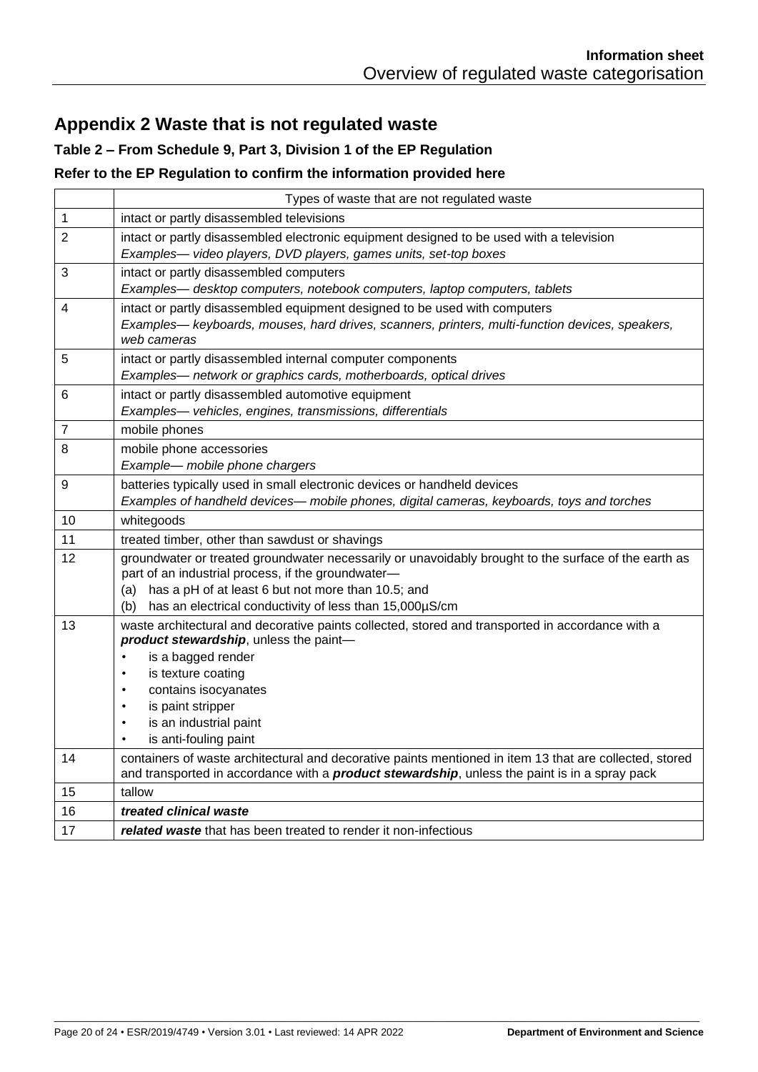## Appendix 2 Waste that is not regulated waste

### Table 2 – From Schedule 9, Part 3, Division 1 of the EP Regulation

### Refer to the EP Regulation to confirm the information provided here

| | Types of waste that are not regulated waste |
|---|---|
| 1 | intact or partly disassembled televisions |
| 2 | intact or partly disassembled electronic equipment designed to be used with a television<br>*Examples— video players, DVD players, games units, set-top boxes* |
| 3 | intact or partly disassembled computers<br>*Examples— desktop computers, notebook computers, laptop computers, tablets* |
| 4 | intact or partly disassembled equipment designed to be used with computers<br>*Examples— keyboards, mouses, hard drives, scanners, printers, multi-function devices, speakers, web cameras* |
| 5 | intact or partly disassembled internal computer components<br>*Examples— network or graphics cards, motherboards, optical drives* |
| 6 | intact or partly disassembled automotive equipment<br>*Examples— vehicles, engines, transmissions, differentials* |
| 7 | mobile phones |
| 8 | mobile phone accessories<br>*Example— mobile phone chargers* |
| 9 | batteries typically used in small electronic devices or handheld devices<br>*Examples of handheld devices— mobile phones, digital cameras, keyboards, toys and torches* |
| 10 | whitegoods |
| 11 | treated timber, other than sawdust or shavings |
| 12 | groundwater or treated groundwater necessarily or unavoidably brought to the surface of the earth as part of an industrial process, if the groundwater—<br>(a) has a pH of at least 6 but not more than 10.5; and<br>(b) has an electrical conductivity of less than 15,000µS/cm |
| 13 | waste architectural and decorative paints collected, stored and transported in accordance with a ***product stewardship***, unless the paint—<br>• is a bagged render<br>• is texture coating<br>• contains isocyanates<br>• is paint stripper<br>• is an industrial paint<br>• is anti-fouling paint |
| 14 | containers of waste architectural and decorative paints mentioned in item 13 that are collected, stored and transported in accordance with a ***product stewardship***, unless the paint is in a spray pack |
| 15 | tallow |
| 16 | ***treated clinical waste*** |
| 17 | ***related waste*** that has been treated to render it non-infectious |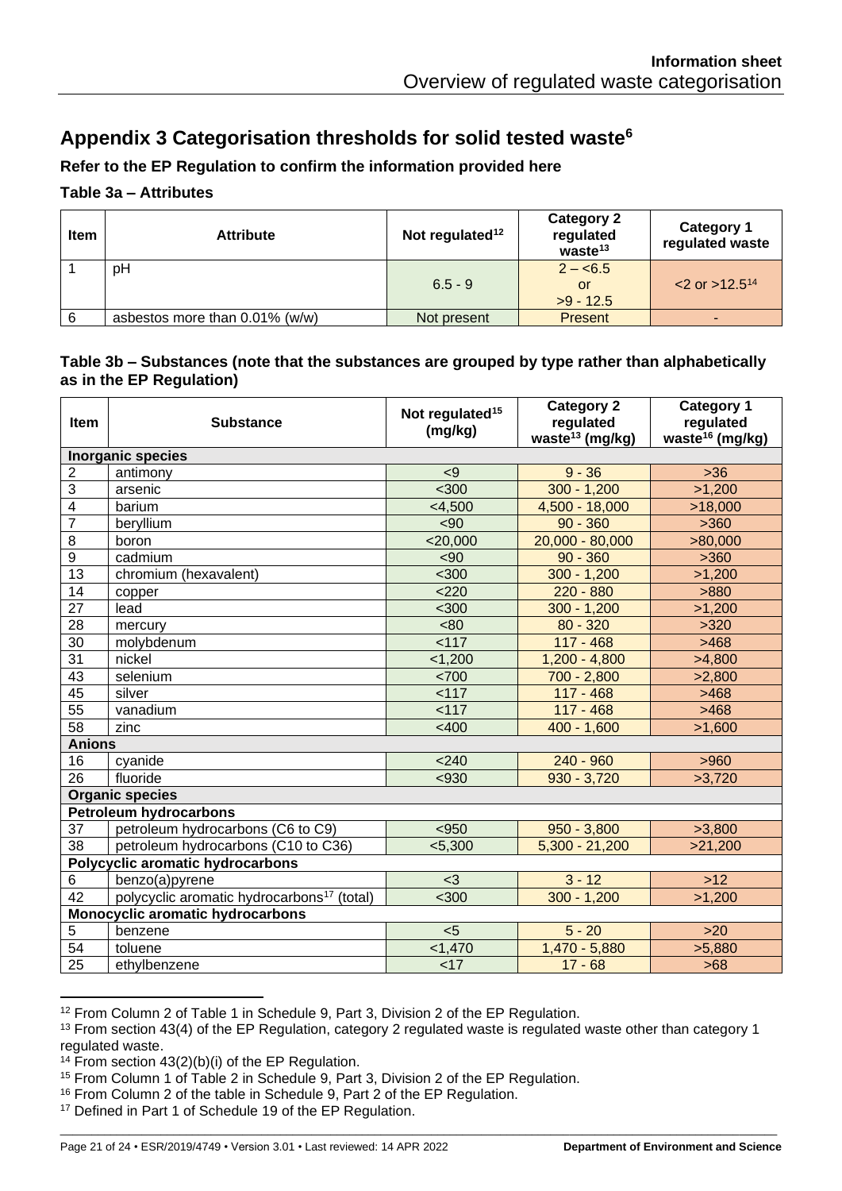## Appendix 3 Categorisation thresholds for solid tested waste[6]

**Refer to the EP Regulation to confirm the information provided here**

### Table 3a – Attributes

| Item | Attribute | Not regulated[12] | Category 2 regulated waste[13] | Category 1 regulated waste |
|---|---|---|---|---|
| 1 | pH | 6.5 - 9 | 2 – <6.5 or >9 - 12.5 | <2 or >12.5[14] |
| 6 | asbestos more than 0.01% (w/w) | Not present | Present | - |

### Table 3b – Substances (note that the substances are grouped by type rather than alphabetically as in the EP Regulation)

| Item | Substance | Not regulated[15] (mg/kg) | Category 2 regulated waste[13] (mg/kg) | Category 1 regulated waste[16] (mg/kg) |
|---|---|---|---|---|
| **Inorganic species** | | | | |
| 2 | antimony | <9 | 9 - 36 | >36 |
| 3 | arsenic | <300 | 300 - 1,200 | >1,200 |
| 4 | barium | <4,500 | 4,500 - 18,000 | >18,000 |
| 7 | beryllium | <90 | 90 - 360 | >360 |
| 8 | boron | <20,000 | 20,000 - 80,000 | >80,000 |
| 9 | cadmium | <90 | 90 - 360 | >360 |
| 13 | chromium (hexavalent) | <300 | 300 - 1,200 | >1,200 |
| 14 | copper | <220 | 220 - 880 | >880 |
| 27 | lead | <300 | 300 - 1,200 | >1,200 |
| 28 | mercury | <80 | 80 - 320 | >320 |
| 30 | molybdenum | <117 | 117 - 468 | >468 |
| 31 | nickel | <1,200 | 1,200 - 4,800 | >4,800 |
| 43 | selenium | <700 | 700 - 2,800 | >2,800 |
| 45 | silver | <117 | 117 - 468 | >468 |
| 55 | vanadium | <117 | 117 - 468 | >468 |
| 58 | zinc | <400 | 400 - 1,600 | >1,600 |
| **Anions** | | | | |
| 16 | cyanide | <240 | 240 - 960 | >960 |
| 26 | fluoride | <930 | 930 - 3,720 | >3,720 |
| **Organic species** | | | | |
| **Petroleum hydrocarbons** | | | | |
| 37 | petroleum hydrocarbons (C6 to C9) | <950 | 950 - 3,800 | >3,800 |
| 38 | petroleum hydrocarbons (C10 to C36) | <5,300 | 5,300 - 21,200 | >21,200 |
| **Polycyclic aromatic hydrocarbons** | | | | |
| 6 | benzo(a)pyrene | <3 | 3 - 12 | >12 |
| 42 | polycyclic aromatic hydrocarbons[17] (total) | <300 | 300 - 1,200 | >1,200 |
| **Monocyclic aromatic hydrocarbons** | | | | |
| 5 | benzene | <5 | 5 - 20 | >20 |
| 54 | toluene | <1,470 | 1,470 - 5,880 | >5,880 |
| 25 | ethylbenzene | <17 | 17 - 68 | >68 |

[12] From Column 2 of Table 1 in Schedule 9, Part 3, Division 2 of the EP Regulation.
[13] From section 43(4) of the EP Regulation, category 2 regulated waste is regulated waste other than category 1 regulated waste.
[14] From section 43(2)(b)(i) of the EP Regulation.
[15] From Column 1 of Table 2 in Schedule 9, Part 3, Division 2 of the EP Regulation.
[16] From Column 2 of the table in Schedule 9, Part 2 of the EP Regulation.
[17] Defined in Part 1 of Schedule 19 of the EP Regulation.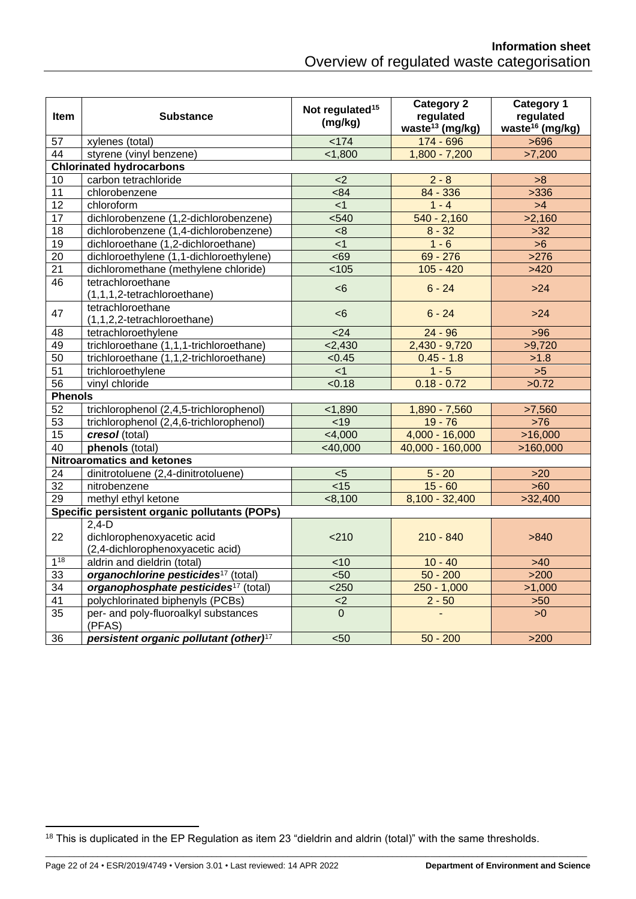| Item | Substance | Not regulated[15] (mg/kg) | Category 2 regulated waste[13] (mg/kg) | Category 1 regulated waste[16] (mg/kg) |
|---|---|---|---|---|
| 57 | xylenes (total) | <174 | 174 - 696 | >696 |
| 44 | styrene (vinyl benzene) | <1,800 | 1,800 - 7,200 | >7,200 |
| **Chlorinated hydrocarbons** | | | | |
| 10 | carbon tetrachloride | <2 | 2 - 8 | >8 |
| 11 | chlorobenzene | <84 | 84 - 336 | >336 |
| 12 | chloroform | <1 | 1 - 4 | >4 |
| 17 | dichlorobenzene (1,2-dichlorobenzene) | <540 | 540 - 2,160 | >2,160 |
| 18 | dichlorobenzene (1,4-dichlorobenzene) | <8 | 8 - 32 | >32 |
| 19 | dichloroethane (1,2-dichloroethane) | <1 | 1 - 6 | >6 |
| 20 | dichloroethylene (1,1-dichloroethylene) | <69 | 69 - 276 | >276 |
| 21 | dichloromethane (methylene chloride) | <105 | 105 - 420 | >420 |
| 46 | tetrachloroethane (1,1,1,2-tetrachloroethane) | <6 | 6 - 24 | >24 |
| 47 | tetrachloroethane (1,1,2,2-tetrachloroethane) | <6 | 6 - 24 | >24 |
| 48 | tetrachloroethylene | <24 | 24 - 96 | >96 |
| 49 | trichloroethane (1,1,1-trichloroethane) | <2,430 | 2,430 - 9,720 | >9,720 |
| 50 | trichloroethane (1,1,2-trichloroethane) | <0.45 | 0.45 - 1.8 | >1.8 |
| 51 | trichloroethylene | <1 | 1 - 5 | >5 |
| 56 | vinyl chloride | <0.18 | 0.18 - 0.72 | >0.72 |
| **Phenols** | | | | |
| 52 | trichlorophenol (2,4,5-trichlorophenol) | <1,890 | 1,890 - 7,560 | >7,560 |
| 53 | trichlorophenol (2,4,6-trichlorophenol) | <19 | 19 - 76 | >76 |
| 15 | ***cresol*** (total) | <4,000 | 4,000 - 16,000 | >16,000 |
| 40 | **phenols** (total) | <40,000 | 40,000 - 160,000 | >160,000 |
| **Nitroaromatics and ketones** | | | | |
| 24 | dinitrotoluene (2,4-dinitrotoluene) | <5 | 5 - 20 | >20 |
| 32 | nitrobenzene | <15 | 15 - 60 | >60 |
| 29 | methyl ethyl ketone | <8,100 | 8,100 - 32,400 | >32,400 |
| **Specific persistent organic pollutants (POPs)** | | | | |
| 22 | 2,4-D dichlorophenoxyacetic acid (2,4-dichlorophenoxyacetic acid) | <210 | 210 - 840 | >840 |
| 1[18] | aldrin and dieldrin (total) | <10 | 10 - 40 | >40 |
| 33 | ***organochlorine pesticides***[17] (total) | <50 | 50 - 200 | >200 |
| 34 | ***organophosphate pesticides***[17] (total) | <250 | 250 - 1,000 | >1,000 |
| 41 | polychlorinated biphenyls (PCBs) | <2 | 2 - 50 | >50 |
| 35 | per- and poly-fluoroalkyl substances (PFAS) | 0 | - | >0 |
| 36 | ***persistent organic pollutant (other)***[17] | <50 | 50 - 200 | >200 |

[18] This is duplicated in the EP Regulation as item 23 "dieldrin and aldrin (total)" with the same thresholds.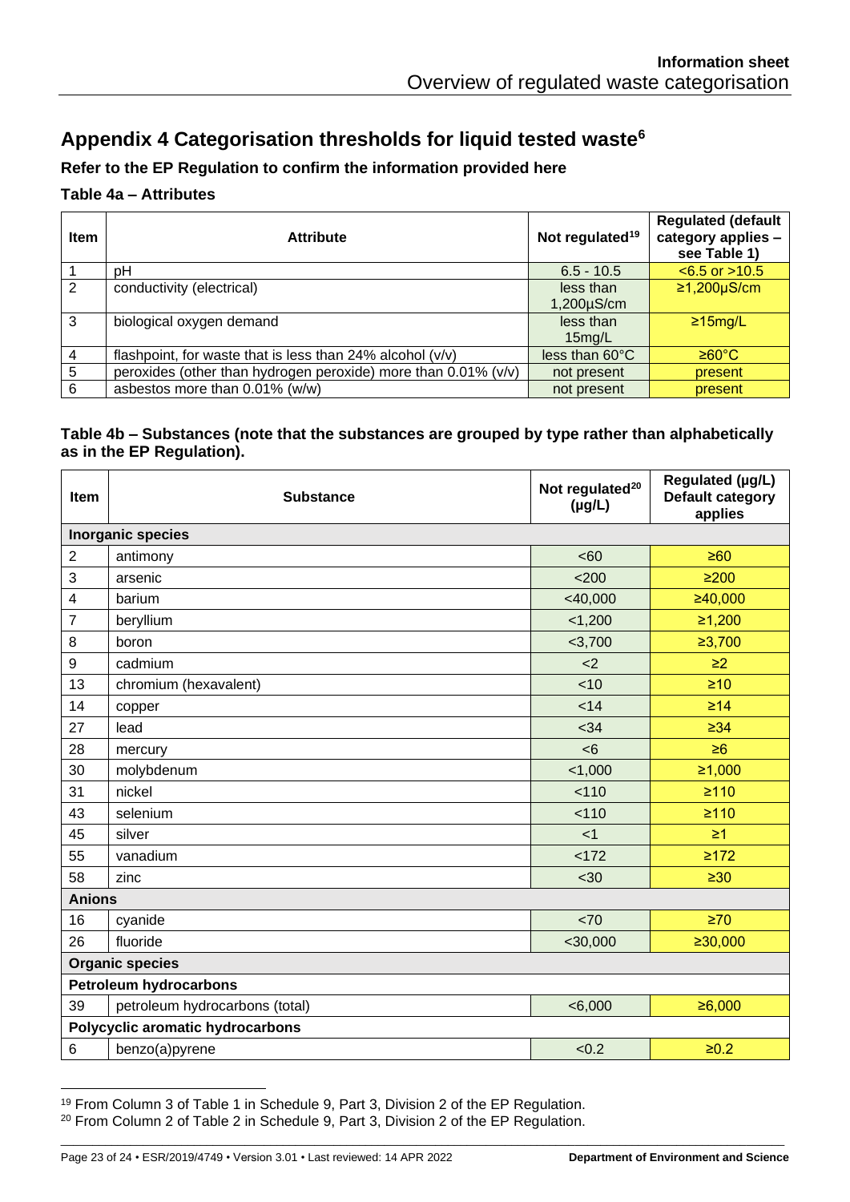## Appendix 4 Categorisation thresholds for liquid tested waste[6]

**Refer to the EP Regulation to confirm the information provided here**

### Table 4a – Attributes

| Item | Attribute | Not regulated[19] | Regulated (default category applies – see Table 1) |
|---|---|---|---|
| 1 | pH | 6.5 - 10.5 | <6.5 or >10.5 |
| 2 | conductivity (electrical) | less than 1,200μS/cm | ≥1,200μS/cm |
| 3 | biological oxygen demand | less than 15mg/L | ≥15mg/L |
| 4 | flashpoint, for waste that is less than 24% alcohol (v/v) | less than 60°C | ≥60°C |
| 5 | peroxides (other than hydrogen peroxide) more than 0.01% (v/v) | not present | present |
| 6 | asbestos more than 0.01% (w/w) | not present | present |

### Table 4b – Substances (note that the substances are grouped by type rather than alphabetically as in the EP Regulation).

| Item | Substance | Not regulated[20] (μg/L) | Regulated (μg/L) Default category applies |
|---|---|---|---|
| **Inorganic species** | | | |
| 2 | antimony | <60 | ≥60 |
| 3 | arsenic | <200 | ≥200 |
| 4 | barium | <40,000 | ≥40,000 |
| 7 | beryllium | <1,200 | ≥1,200 |
| 8 | boron | <3,700 | ≥3,700 |
| 9 | cadmium | <2 | ≥2 |
| 13 | chromium (hexavalent) | <10 | ≥10 |
| 14 | copper | <14 | ≥14 |
| 27 | lead | <34 | ≥34 |
| 28 | mercury | <6 | ≥6 |
| 30 | molybdenum | <1,000 | ≥1,000 |
| 31 | nickel | <110 | ≥110 |
| 43 | selenium | <110 | ≥110 |
| 45 | silver | <1 | ≥1 |
| 55 | vanadium | <172 | ≥172 |
| 58 | zinc | <30 | ≥30 |
| **Anions** | | | |
| 16 | cyanide | <70 | ≥70 |
| 26 | fluoride | <30,000 | ≥30,000 |
| **Organic species** | | | |
| **Petroleum hydrocarbons** | | | |
| 39 | petroleum hydrocarbons (total) | <6,000 | ≥6,000 |
| **Polycyclic aromatic hydrocarbons** | | | |
| 6 | benzo(a)pyrene | <0.2 | ≥0.2 |

[19] From Column 3 of Table 1 in Schedule 9, Part 3, Division 2 of the EP Regulation.

[20] From Column 2 of Table 2 in Schedule 9, Part 3, Division 2 of the EP Regulation.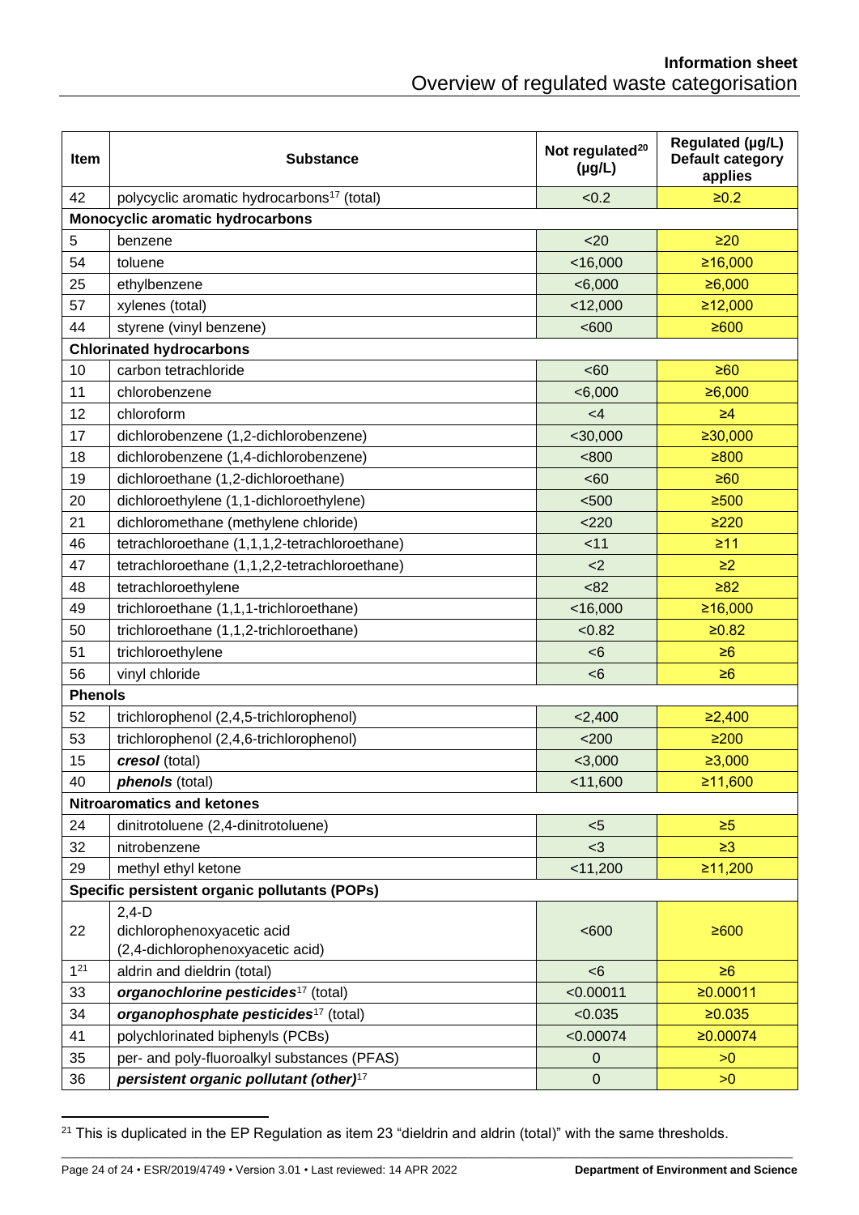| Item | Substance | Not regulated[20] (µg/L) | Regulated (µg/L) Default category applies |
|---|---|---|---|
| 42 | polycyclic aromatic hydrocarbons[17] (total) | <0.2 | ≥0.2 |
| **Monocyclic aromatic hydrocarbons** | | | |
| 5 | benzene | <20 | ≥20 |
| 54 | toluene | <16,000 | ≥16,000 |
| 25 | ethylbenzene | <6,000 | ≥6,000 |
| 57 | xylenes (total) | <12,000 | ≥12,000 |
| 44 | styrene (vinyl benzene) | <600 | ≥600 |
| **Chlorinated hydrocarbons** | | | |
| 10 | carbon tetrachloride | <60 | ≥60 |
| 11 | chlorobenzene | <6,000 | ≥6,000 |
| 12 | chloroform | <4 | ≥4 |
| 17 | dichlorobenzene (1,2-dichlorobenzene) | <30,000 | ≥30,000 |
| 18 | dichlorobenzene (1,4-dichlorobenzene) | <800 | ≥800 |
| 19 | dichloroethane (1,2-dichloroethane) | <60 | ≥60 |
| 20 | dichloroethylene (1,1-dichloroethylene) | <500 | ≥500 |
| 21 | dichloromethane (methylene chloride) | <220 | ≥220 |
| 46 | tetrachloroethane (1,1,1,2-tetrachloroethane) | <11 | ≥11 |
| 47 | tetrachloroethane (1,1,2,2-tetrachloroethane) | <2 | ≥2 |
| 48 | tetrachloroethylene | <82 | ≥82 |
| 49 | trichloroethane (1,1,1-trichloroethane) | <16,000 | ≥16,000 |
| 50 | trichloroethane (1,1,2-trichloroethane) | <0.82 | ≥0.82 |
| 51 | trichloroethylene | <6 | ≥6 |
| 56 | vinyl chloride | <6 | ≥6 |
| **Phenols** | | | |
| 52 | trichlorophenol (2,4,5-trichlorophenol) | <2,400 | ≥2,400 |
| 53 | trichlorophenol (2,4,6-trichlorophenol) | <200 | ≥200 |
| 15 | ***cresol*** (total) | <3,000 | ≥3,000 |
| 40 | ***phenols*** (total) | <11,600 | ≥11,600 |
| **Nitroaromatics and ketones** | | | |
| 24 | dinitrotoluene (2,4-dinitrotoluene) | <5 | ≥5 |
| 32 | nitrobenzene | <3 | ≥3 |
| 29 | methyl ethyl ketone | <11,200 | ≥11,200 |
| **Specific persistent organic pollutants (POPs)** | | | |
| 22 | 2,4-D dichlorophenoxyacetic acid (2,4-dichlorophenoxyacetic acid) | <600 | ≥600 |
| 1[21] | aldrin and dieldrin (total) | <6 | ≥6 |
| 33 | ***organochlorine pesticides***[17] (total) | <0.00011 | ≥0.00011 |
| 34 | ***organophosphate pesticides***[17] (total) | <0.035 | ≥0.035 |
| 41 | polychlorinated biphenyls (PCBs) | <0.00074 | ≥0.00074 |
| 35 | per- and poly-fluoroalkyl substances (PFAS) | 0 | >0 |
| 36 | ***persistent organic pollutant (other)***[17] | 0 | >0 |

[21] This is duplicated in the EP Regulation as item 23 "dieldrin and aldrin (total)" with the same thresholds.